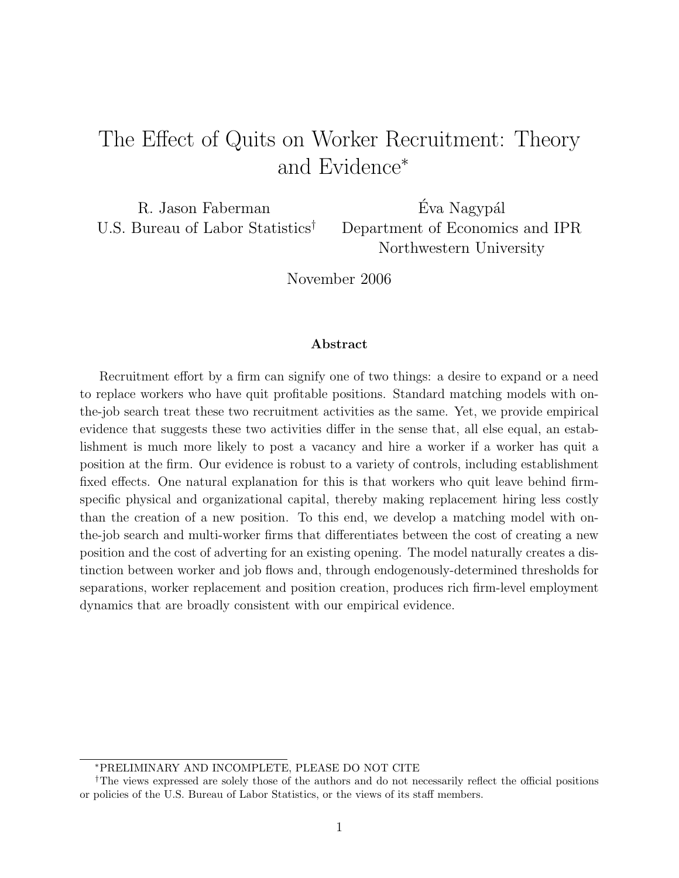# The Effect of Quits on Worker Recruitment: Theory and Evidence*

R. Jason Faberman
U.S. Bureau of Labor Statistics†

Éva Nagypál
Department of Economics and IPR
Northwestern University

November 2006

### Abstract

Recruitment effort by a firm can signify one of two things: a desire to expand or a need to replace workers who have quit profitable positions. Standard matching models with on-the-job search treat these two recruitment activities as the same. Yet, we provide empirical evidence that suggests these two activities differ in the sense that, all else equal, an establishment is much more likely to post a vacancy and hire a worker if a worker has quit a position at the firm. Our evidence is robust to a variety of controls, including establishment fixed effects. One natural explanation for this is that workers who quit leave behind firm-specific physical and organizational capital, thereby making replacement hiring less costly than the creation of a new position. To this end, we develop a matching model with on-the-job search and multi-worker firms that differentiates between the cost of creating a new position and the cost of adverting for an existing opening. The model naturally creates a distinction between worker and job flows and, through endogenously-determined thresholds for separations, worker replacement and position creation, produces rich firm-level employment dynamics that are broadly consistent with our empirical evidence.

---

*PRELIMINARY AND INCOMPLETE, PLEASE DO NOT CITE

†The views expressed are solely those of the authors and do not necessarily reflect the official positions or policies of the U.S. Bureau of Labor Statistics, or the views of its staff members.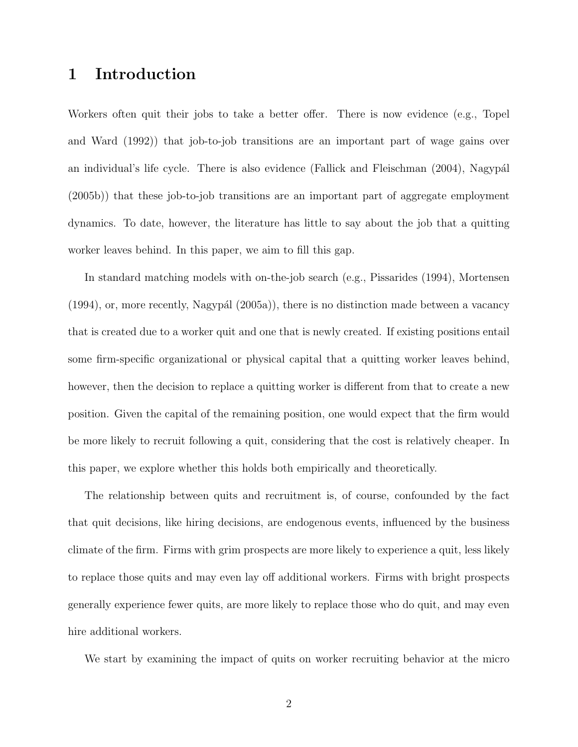# 1 Introduction

Workers often quit their jobs to take a better offer. There is now evidence (e.g., Topel and Ward (1992)) that job-to-job transitions are an important part of wage gains over an individual's life cycle. There is also evidence (Fallick and Fleischman (2004), Nagypál (2005b)) that these job-to-job transitions are an important part of aggregate employment dynamics. To date, however, the literature has little to say about the job that a quitting worker leaves behind. In this paper, we aim to fill this gap.

In standard matching models with on-the-job search (e.g., Pissarides (1994), Mortensen (1994), or, more recently, Nagypál (2005a)), there is no distinction made between a vacancy that is created due to a worker quit and one that is newly created. If existing positions entail some firm-specific organizational or physical capital that a quitting worker leaves behind, however, then the decision to replace a quitting worker is different from that to create a new position. Given the capital of the remaining position, one would expect that the firm would be more likely to recruit following a quit, considering that the cost is relatively cheaper. In this paper, we explore whether this holds both empirically and theoretically.

The relationship between quits and recruitment is, of course, confounded by the fact that quit decisions, like hiring decisions, are endogenous events, influenced by the business climate of the firm. Firms with grim prospects are more likely to experience a quit, less likely to replace those quits and may even lay off additional workers. Firms with bright prospects generally experience fewer quits, are more likely to replace those who do quit, and may even hire additional workers.

We start by examining the impact of quits on worker recruiting behavior at the micro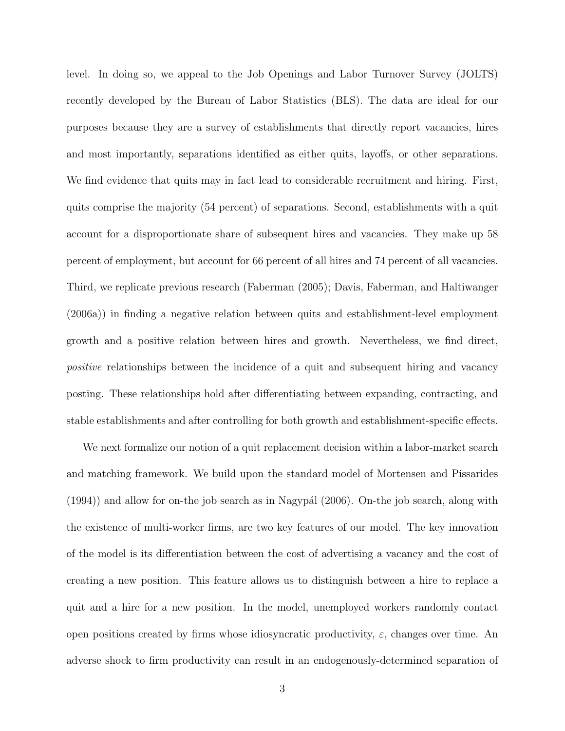level. In doing so, we appeal to the Job Openings and Labor Turnover Survey (JOLTS) recently developed by the Bureau of Labor Statistics (BLS). The data are ideal for our purposes because they are a survey of establishments that directly report vacancies, hires and most importantly, separations identified as either quits, layoffs, or other separations. We find evidence that quits may in fact lead to considerable recruitment and hiring. First, quits comprise the majority (54 percent) of separations. Second, establishments with a quit account for a disproportionate share of subsequent hires and vacancies. They make up 58 percent of employment, but account for 66 percent of all hires and 74 percent of all vacancies. Third, we replicate previous research (Faberman (2005); Davis, Faberman, and Haltiwanger (2006a)) in finding a negative relation between quits and establishment-level employment growth and a positive relation between hires and growth. Nevertheless, we find direct, *positive* relationships between the incidence of a quit and subsequent hiring and vacancy posting. These relationships hold after differentiating between expanding, contracting, and stable establishments and after controlling for both growth and establishment-specific effects.

We next formalize our notion of a quit replacement decision within a labor-market search and matching framework. We build upon the standard model of Mortensen and Pissarides (1994)) and allow for on-the job search as in Nagypál (2006). On-the job search, along with the existence of multi-worker firms, are two key features of our model. The key innovation of the model is its differentiation between the cost of advertising a vacancy and the cost of creating a new position. This feature allows us to distinguish between a hire to replace a quit and a hire for a new position. In the model, unemployed workers randomly contact open positions created by firms whose idiosyncratic productivity, $\varepsilon$, changes over time. An adverse shock to firm productivity can result in an endogenously-determined separation of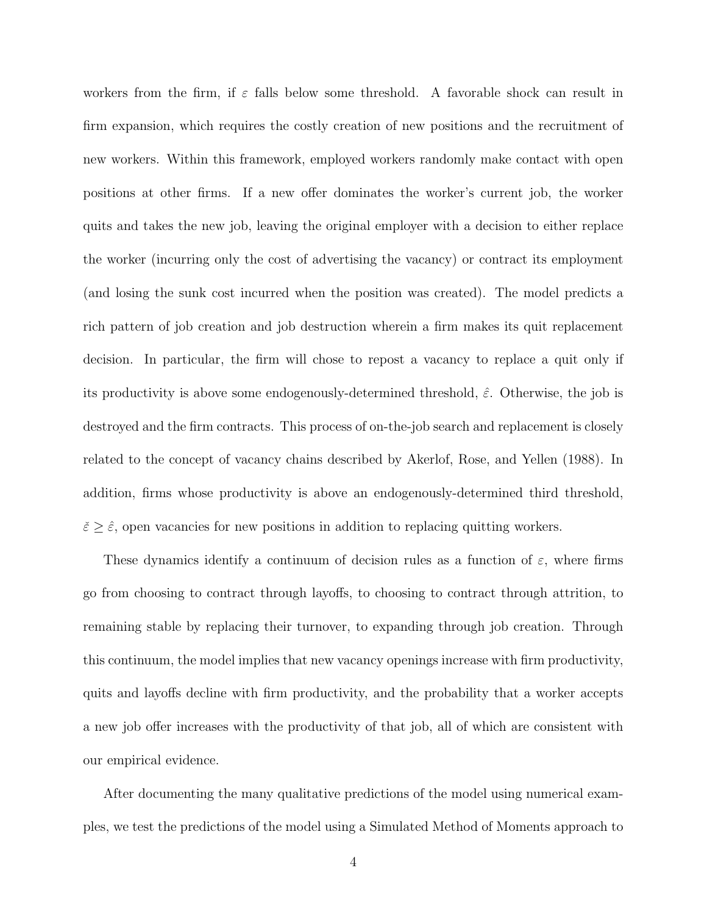workers from the firm, if $\varepsilon$ falls below some threshold. A favorable shock can result in firm expansion, which requires the costly creation of new positions and the recruitment of new workers. Within this framework, employed workers randomly make contact with open positions at other firms. If a new offer dominates the worker's current job, the worker quits and takes the new job, leaving the original employer with a decision to either replace the worker (incurring only the cost of advertising the vacancy) or contract its employment (and losing the sunk cost incurred when the position was created). The model predicts a rich pattern of job creation and job destruction wherein a firm makes its quit replacement decision. In particular, the firm will chose to repost a vacancy to replace a quit only if its productivity is above some endogenously-determined threshold, $\hat{\varepsilon}$. Otherwise, the job is destroyed and the firm contracts. This process of on-the-job search and replacement is closely related to the concept of vacancy chains described by Akerlof, Rose, and Yellen (1988). In addition, firms whose productivity is above an endogenously-determined third threshold, $\breve{\varepsilon} \geq \hat{\varepsilon}$, open vacancies for new positions in addition to replacing quitting workers.

These dynamics identify a continuum of decision rules as a function of $\varepsilon$, where firms go from choosing to contract through layoffs, to choosing to contract through attrition, to remaining stable by replacing their turnover, to expanding through job creation. Through this continuum, the model implies that new vacancy openings increase with firm productivity, quits and layoffs decline with firm productivity, and the probability that a worker accepts a new job offer increases with the productivity of that job, all of which are consistent with our empirical evidence.

After documenting the many qualitative predictions of the model using numerical examples, we test the predictions of the model using a Simulated Method of Moments approach to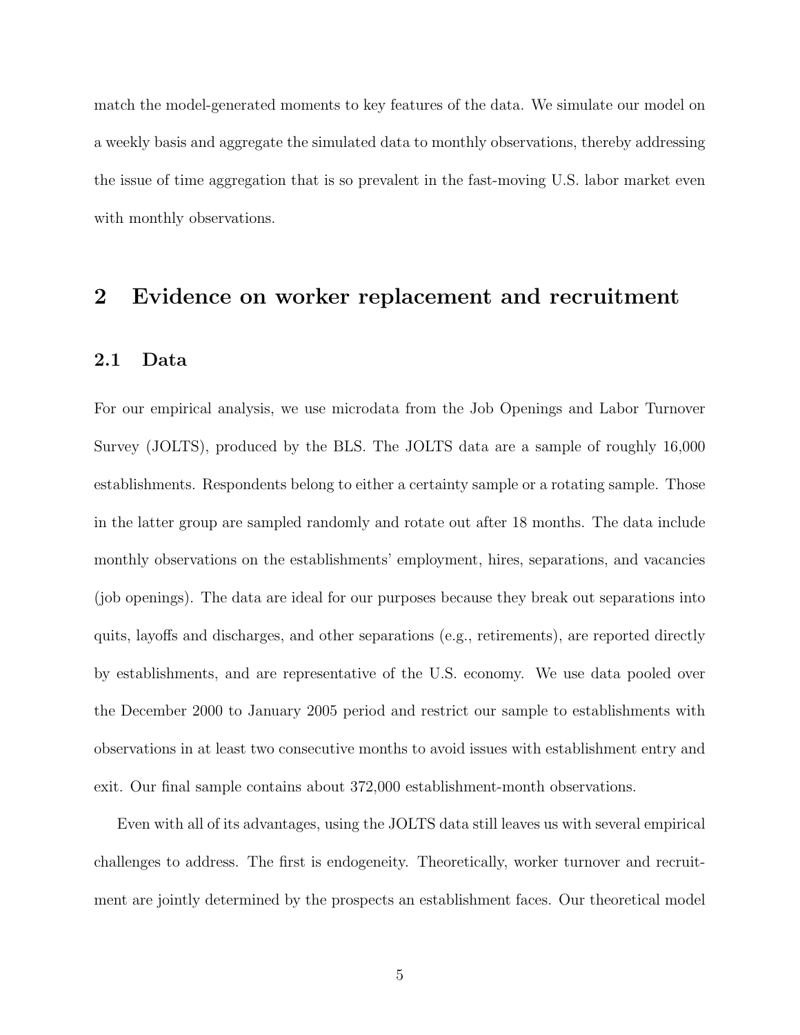match the model-generated moments to key features of the data. We simulate our model on a weekly basis and aggregate the simulated data to monthly observations, thereby addressing the issue of time aggregation that is so prevalent in the fast-moving U.S. labor market even with monthly observations.

## 2 Evidence on worker replacement and recruitment

### 2.1 Data

For our empirical analysis, we use microdata from the Job Openings and Labor Turnover Survey (JOLTS), produced by the BLS. The JOLTS data are a sample of roughly 16,000 establishments. Respondents belong to either a certainty sample or a rotating sample. Those in the latter group are sampled randomly and rotate out after 18 months. The data include monthly observations on the establishments' employment, hires, separations, and vacancies (job openings). The data are ideal for our purposes because they break out separations into quits, layoffs and discharges, and other separations (e.g., retirements), are reported directly by establishments, and are representative of the U.S. economy. We use data pooled over the December 2000 to January 2005 period and restrict our sample to establishments with observations in at least two consecutive months to avoid issues with establishment entry and exit. Our final sample contains about 372,000 establishment-month observations.

Even with all of its advantages, using the JOLTS data still leaves us with several empirical challenges to address. The first is endogeneity. Theoretically, worker turnover and recruitment are jointly determined by the prospects an establishment faces. Our theoretical model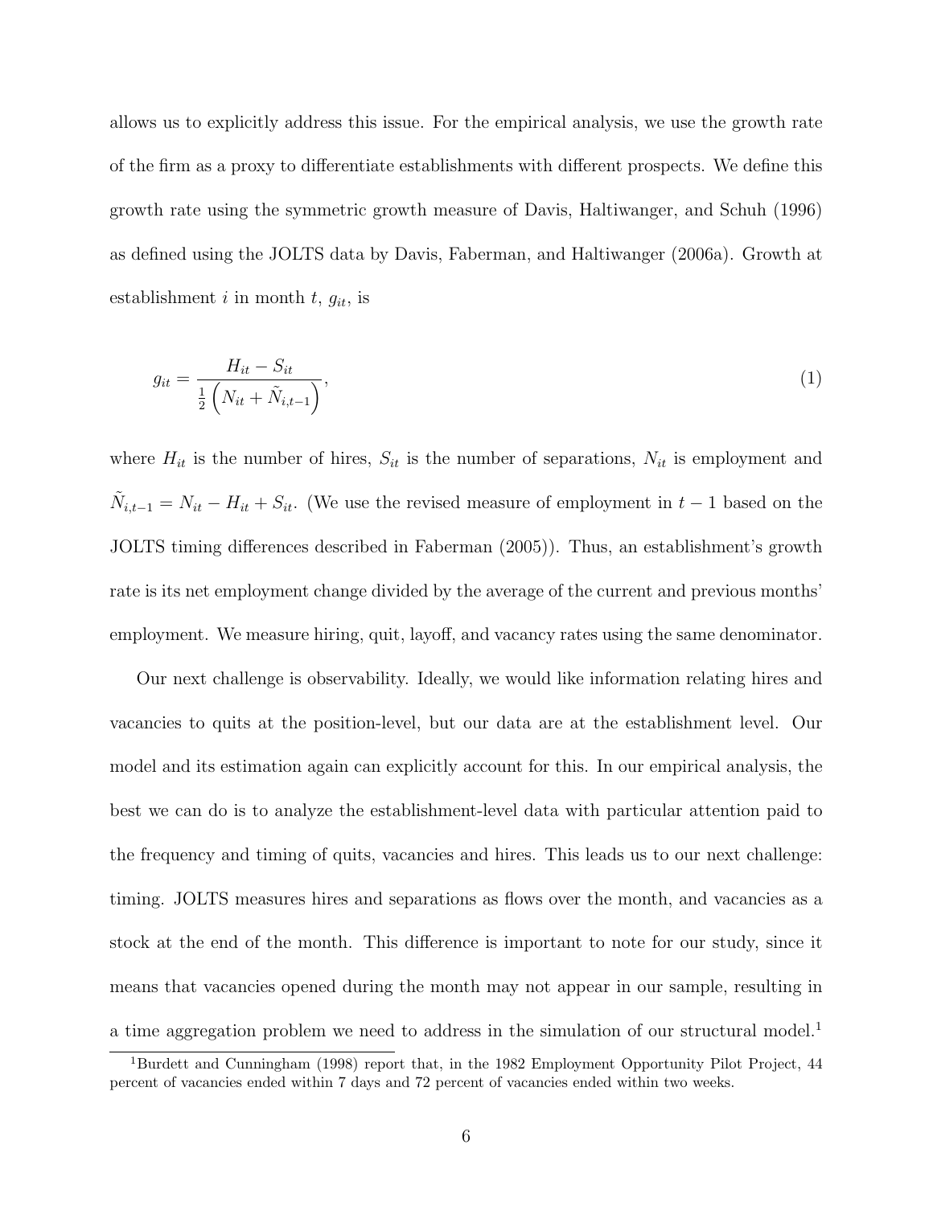allows us to explicitly address this issue. For the empirical analysis, we use the growth rate of the firm as a proxy to differentiate establishments with different prospects. We define this growth rate using the symmetric growth measure of Davis, Haltiwanger, and Schuh (1996) as defined using the JOLTS data by Davis, Faberman, and Haltiwanger (2006a). Growth at establishment $i$ in month $t$, $g_{it}$, is

$$g_{it} = \frac{H_{it} - S_{it}}{\frac{1}{2}\left(N_{it} + \tilde{N}_{i,t-1}\right)}, \tag{1}$$

where $H_{it}$ is the number of hires, $S_{it}$ is the number of separations, $N_{it}$ is employment and $\tilde{N}_{i,t-1} = N_{it} - H_{it} + S_{it}$. (We use the revised measure of employment in $t-1$ based on the JOLTS timing differences described in Faberman (2005)). Thus, an establishment's growth rate is its net employment change divided by the average of the current and previous months' employment. We measure hiring, quit, layoff, and vacancy rates using the same denominator.

Our next challenge is observability. Ideally, we would like information relating hires and vacancies to quits at the position-level, but our data are at the establishment level. Our model and its estimation again can explicitly account for this. In our empirical analysis, the best we can do is to analyze the establishment-level data with particular attention paid to the frequency and timing of quits, vacancies and hires. This leads us to our next challenge: timing. JOLTS measures hires and separations as flows over the month, and vacancies as a stock at the end of the month. This difference is important to note for our study, since it means that vacancies opened during the month may not appear in our sample, resulting in a time aggregation problem we need to address in the simulation of our structural model.[1]

[1] Burdett and Cunningham (1998) report that, in the 1982 Employment Opportunity Pilot Project, 44 percent of vacancies ended within 7 days and 72 percent of vacancies ended within two weeks.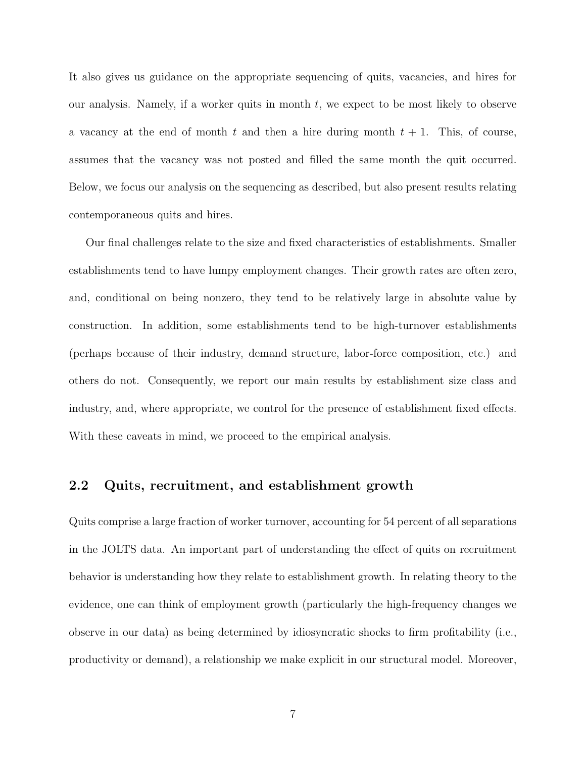It also gives us guidance on the appropriate sequencing of quits, vacancies, and hires for our analysis. Namely, if a worker quits in month $t$, we expect to be most likely to observe a vacancy at the end of month $t$ and then a hire during month $t+1$. This, of course, assumes that the vacancy was not posted and filled the same month the quit occurred. Below, we focus our analysis on the sequencing as described, but also present results relating contemporaneous quits and hires.

Our final challenges relate to the size and fixed characteristics of establishments. Smaller establishments tend to have lumpy employment changes. Their growth rates are often zero, and, conditional on being nonzero, they tend to be relatively large in absolute value by construction. In addition, some establishments tend to be high-turnover establishments (perhaps because of their industry, demand structure, labor-force composition, etc.) and others do not. Consequently, we report our main results by establishment size class and industry, and, where appropriate, we control for the presence of establishment fixed effects. With these caveats in mind, we proceed to the empirical analysis.

## 2.2 Quits, recruitment, and establishment growth

Quits comprise a large fraction of worker turnover, accounting for 54 percent of all separations in the JOLTS data. An important part of understanding the effect of quits on recruitment behavior is understanding how they relate to establishment growth. In relating theory to the evidence, one can think of employment growth (particularly the high-frequency changes we observe in our data) as being determined by idiosyncratic shocks to firm profitability (i.e., productivity or demand), a relationship we make explicit in our structural model. Moreover,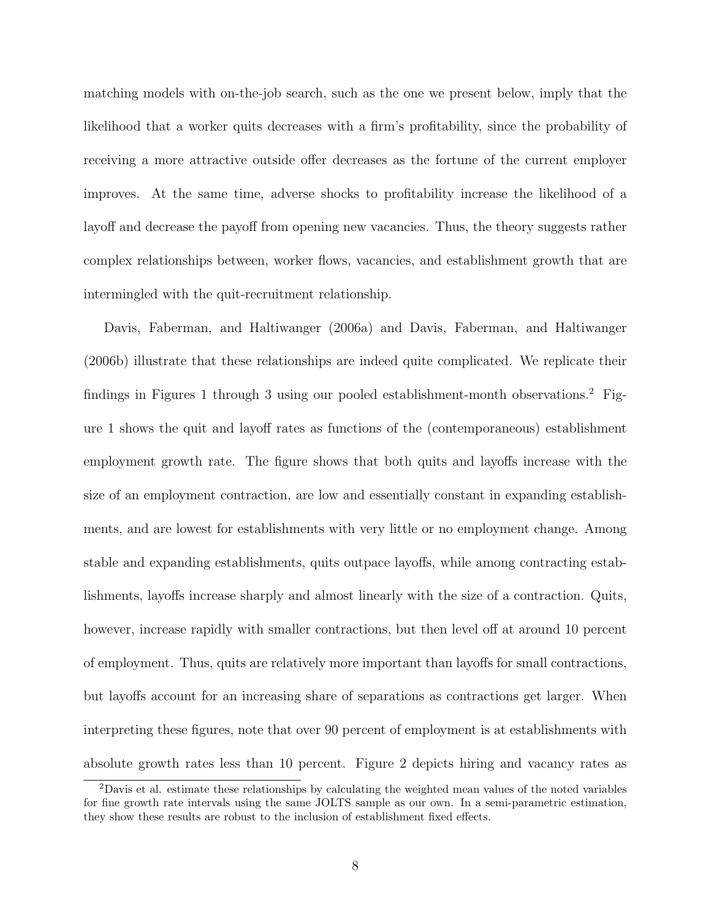matching models with on-the-job search, such as the one we present below, imply that the likelihood that a worker quits decreases with a firm's profitability, since the probability of receiving a more attractive outside offer decreases as the fortune of the current employer improves. At the same time, adverse shocks to profitability increase the likelihood of a layoff and decrease the payoff from opening new vacancies. Thus, the theory suggests rather complex relationships between, worker flows, vacancies, and establishment growth that are intermingled with the quit-recruitment relationship.

Davis, Faberman, and Haltiwanger (2006a) and Davis, Faberman, and Haltiwanger (2006b) illustrate that these relationships are indeed quite complicated. We replicate their findings in Figures 1 through 3 using our pooled establishment-month observations.[2] Figure 1 shows the quit and layoff rates as functions of the (contemporaneous) establishment employment growth rate. The figure shows that both quits and layoffs increase with the size of an employment contraction, are low and essentially constant in expanding establishments, and are lowest for establishments with very little or no employment change. Among stable and expanding establishments, quits outpace layoffs, while among contracting establishments, layoffs increase sharply and almost linearly with the size of a contraction. Quits, however, increase rapidly with smaller contractions, but then level off at around 10 percent of employment. Thus, quits are relatively more important than layoffs for small contractions, but layoffs account for an increasing share of separations as contractions get larger. When interpreting these figures, note that over 90 percent of employment is at establishments with absolute growth rates less than 10 percent. Figure 2 depicts hiring and vacancy rates as

[2]Davis et al. estimate these relationships by calculating the weighted mean values of the noted variables for fine growth rate intervals using the same JOLTS sample as our own. In a semi-parametric estimation, they show these results are robust to the inclusion of establishment fixed effects.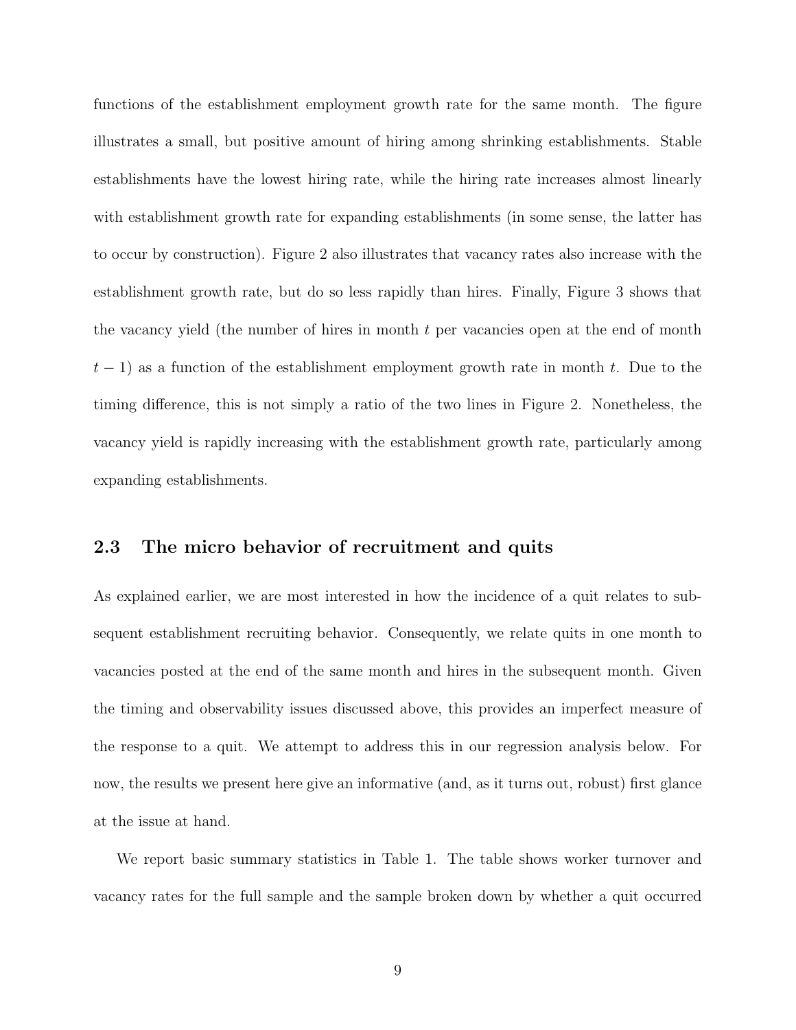functions of the establishment employment growth rate for the same month. The figure illustrates a small, but positive amount of hiring among shrinking establishments. Stable establishments have the lowest hiring rate, while the hiring rate increases almost linearly with establishment growth rate for expanding establishments (in some sense, the latter has to occur by construction). Figure 2 also illustrates that vacancy rates also increase with the establishment growth rate, but do so less rapidly than hires. Finally, Figure 3 shows that the vacancy yield (the number of hires in month $t$ per vacancies open at the end of month $t-1$) as a function of the establishment employment growth rate in month $t$. Due to the timing difference, this is not simply a ratio of the two lines in Figure 2. Nonetheless, the vacancy yield is rapidly increasing with the establishment growth rate, particularly among expanding establishments.

## 2.3 The micro behavior of recruitment and quits

As explained earlier, we are most interested in how the incidence of a quit relates to subsequent establishment recruiting behavior. Consequently, we relate quits in one month to vacancies posted at the end of the same month and hires in the subsequent month. Given the timing and observability issues discussed above, this provides an imperfect measure of the response to a quit. We attempt to address this in our regression analysis below. For now, the results we present here give an informative (and, as it turns out, robust) first glance at the issue at hand.

We report basic summary statistics in Table 1. The table shows worker turnover and vacancy rates for the full sample and the sample broken down by whether a quit occurred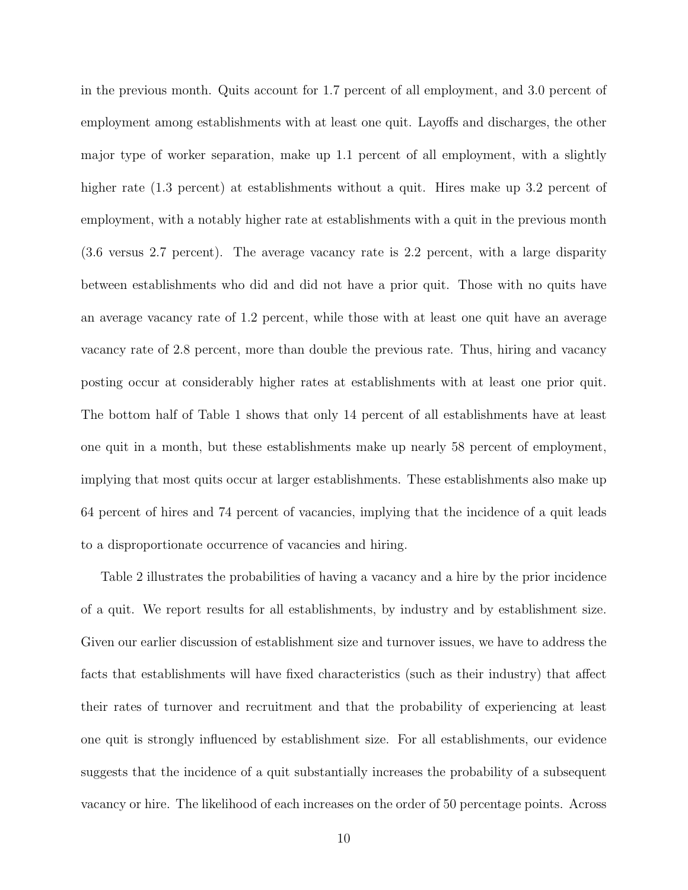in the previous month. Quits account for 1.7 percent of all employment, and 3.0 percent of employment among establishments with at least one quit. Layoffs and discharges, the other major type of worker separation, make up 1.1 percent of all employment, with a slightly higher rate (1.3 percent) at establishments without a quit. Hires make up 3.2 percent of employment, with a notably higher rate at establishments with a quit in the previous month (3.6 versus 2.7 percent). The average vacancy rate is 2.2 percent, with a large disparity between establishments who did and did not have a prior quit. Those with no quits have an average vacancy rate of 1.2 percent, while those with at least one quit have an average vacancy rate of 2.8 percent, more than double the previous rate. Thus, hiring and vacancy posting occur at considerably higher rates at establishments with at least one prior quit. The bottom half of Table 1 shows that only 14 percent of all establishments have at least one quit in a month, but these establishments make up nearly 58 percent of employment, implying that most quits occur at larger establishments. These establishments also make up 64 percent of hires and 74 percent of vacancies, implying that the incidence of a quit leads to a disproportionate occurrence of vacancies and hiring.

Table 2 illustrates the probabilities of having a vacancy and a hire by the prior incidence of a quit. We report results for all establishments, by industry and by establishment size. Given our earlier discussion of establishment size and turnover issues, we have to address the facts that establishments will have fixed characteristics (such as their industry) that affect their rates of turnover and recruitment and that the probability of experiencing at least one quit is strongly influenced by establishment size. For all establishments, our evidence suggests that the incidence of a quit substantially increases the probability of a subsequent vacancy or hire. The likelihood of each increases on the order of 50 percentage points. Across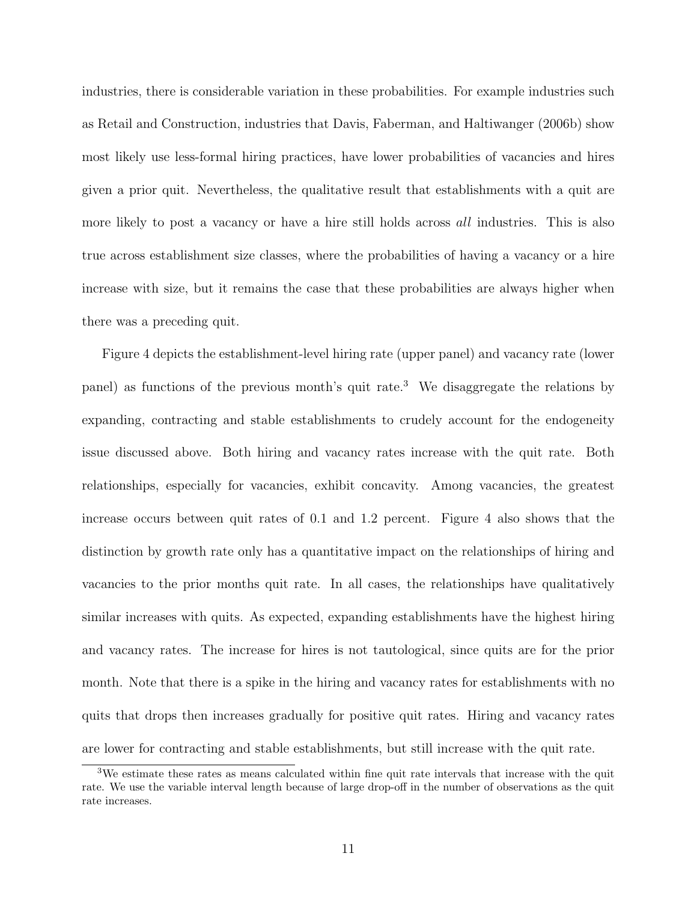industries, there is considerable variation in these probabilities. For example industries such as Retail and Construction, industries that Davis, Faberman, and Haltiwanger (2006b) show most likely use less-formal hiring practices, have lower probabilities of vacancies and hires given a prior quit. Nevertheless, the qualitative result that establishments with a quit are more likely to post a vacancy or have a hire still holds across *all* industries. This is also true across establishment size classes, where the probabilities of having a vacancy or a hire increase with size, but it remains the case that these probabilities are always higher when there was a preceding quit.

Figure 4 depicts the establishment-level hiring rate (upper panel) and vacancy rate (lower panel) as functions of the previous month's quit rate.[3] We disaggregate the relations by expanding, contracting and stable establishments to crudely account for the endogeneity issue discussed above. Both hiring and vacancy rates increase with the quit rate. Both relationships, especially for vacancies, exhibit concavity. Among vacancies, the greatest increase occurs between quit rates of 0.1 and 1.2 percent. Figure 4 also shows that the distinction by growth rate only has a quantitative impact on the relationships of hiring and vacancies to the prior months quit rate. In all cases, the relationships have qualitatively similar increases with quits. As expected, expanding establishments have the highest hiring and vacancy rates. The increase for hires is not tautological, since quits are for the prior month. Note that there is a spike in the hiring and vacancy rates for establishments with no quits that drops then increases gradually for positive quit rates. Hiring and vacancy rates are lower for contracting and stable establishments, but still increase with the quit rate.

[3] We estimate these rates as means calculated within fine quit rate intervals that increase with the quit rate. We use the variable interval length because of large drop-off in the number of observations as the quit rate increases.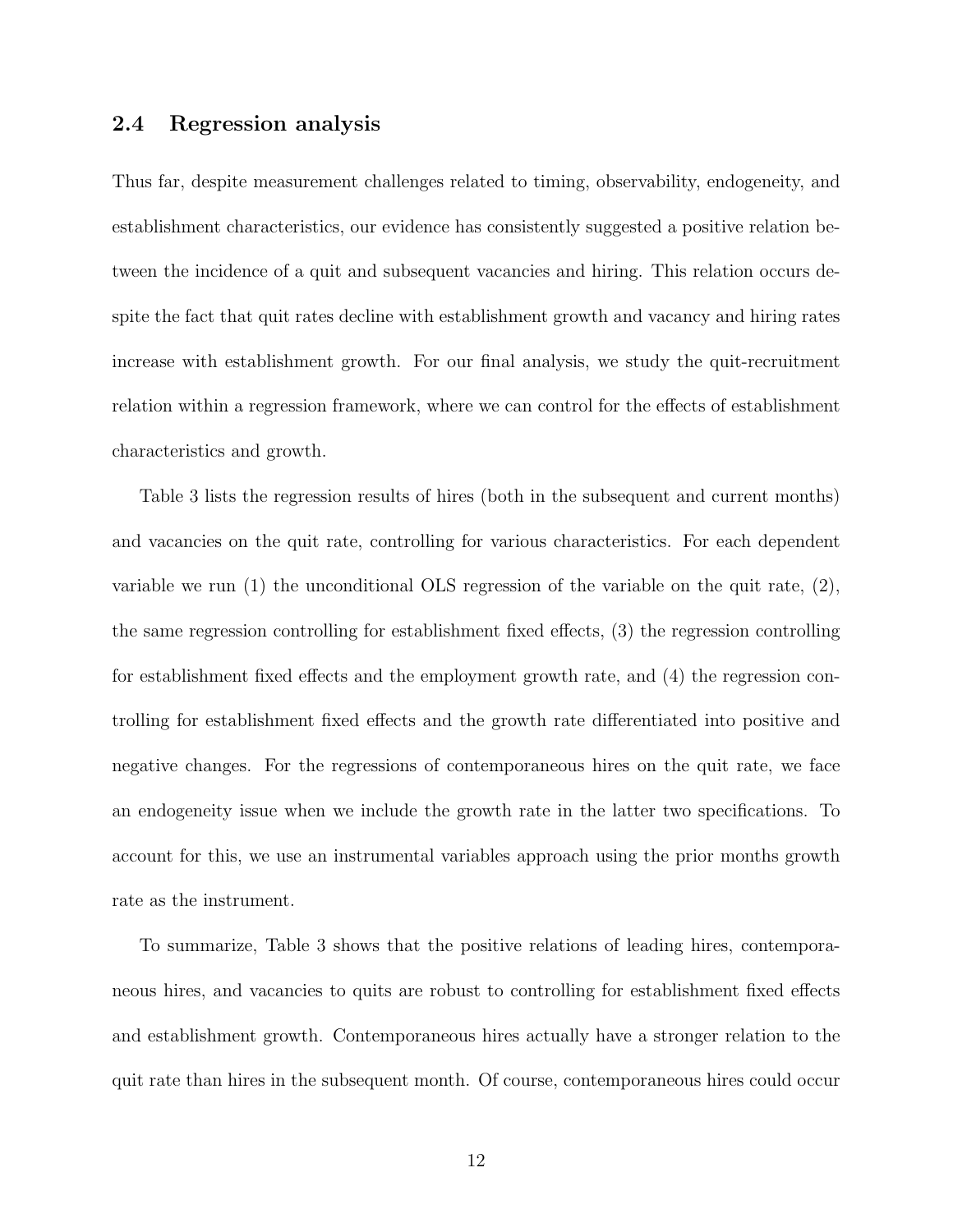## 2.4 Regression analysis

Thus far, despite measurement challenges related to timing, observability, endogeneity, and establishment characteristics, our evidence has consistently suggested a positive relation between the incidence of a quit and subsequent vacancies and hiring. This relation occurs despite the fact that quit rates decline with establishment growth and vacancy and hiring rates increase with establishment growth. For our final analysis, we study the quit-recruitment relation within a regression framework, where we can control for the effects of establishment characteristics and growth.

Table 3 lists the regression results of hires (both in the subsequent and current months) and vacancies on the quit rate, controlling for various characteristics. For each dependent variable we run (1) the unconditional OLS regression of the variable on the quit rate, (2), the same regression controlling for establishment fixed effects, (3) the regression controlling for establishment fixed effects and the employment growth rate, and (4) the regression controlling for establishment fixed effects and the growth rate differentiated into positive and negative changes. For the regressions of contemporaneous hires on the quit rate, we face an endogeneity issue when we include the growth rate in the latter two specifications. To account for this, we use an instrumental variables approach using the prior months growth rate as the instrument.

To summarize, Table 3 shows that the positive relations of leading hires, contemporaneous hires, and vacancies to quits are robust to controlling for establishment fixed effects and establishment growth. Contemporaneous hires actually have a stronger relation to the quit rate than hires in the subsequent month. Of course, contemporaneous hires could occur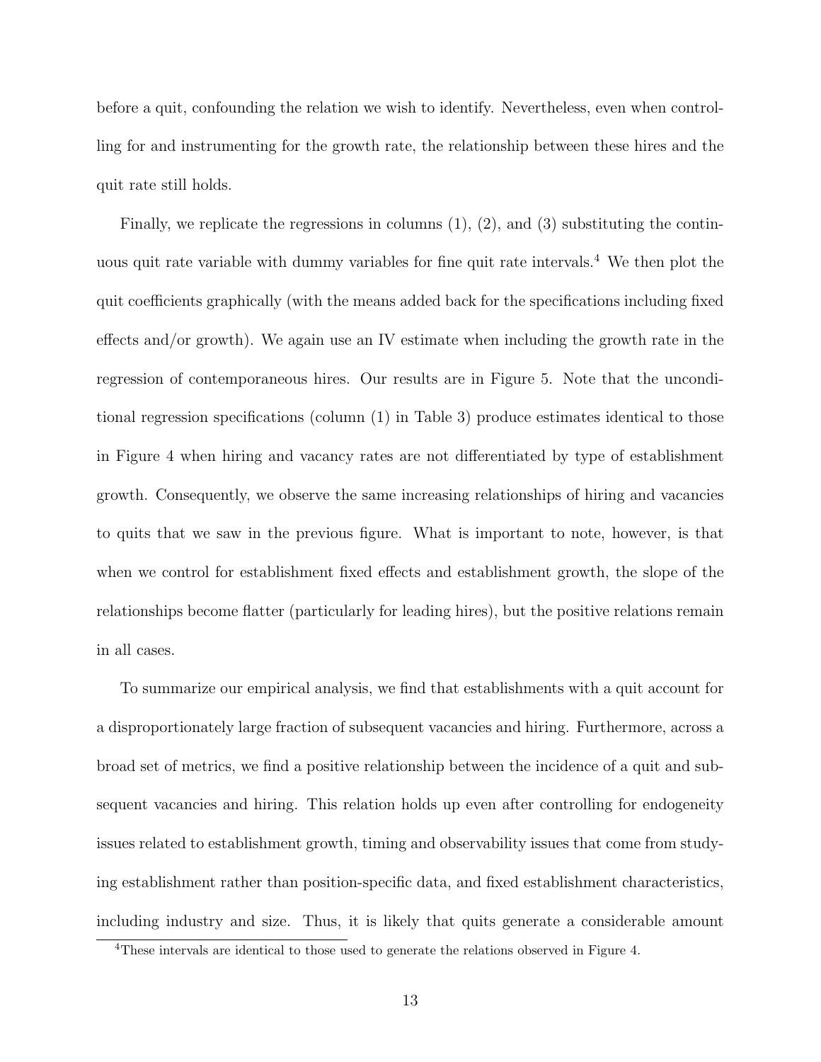before a quit, confounding the relation we wish to identify. Nevertheless, even when controlling for and instrumenting for the growth rate, the relationship between these hires and the quit rate still holds.

Finally, we replicate the regressions in columns (1), (2), and (3) substituting the continuous quit rate variable with dummy variables for fine quit rate intervals.[4] We then plot the quit coefficients graphically (with the means added back for the specifications including fixed effects and/or growth). We again use an IV estimate when including the growth rate in the regression of contemporaneous hires. Our results are in Figure 5. Note that the unconditional regression specifications (column (1) in Table 3) produce estimates identical to those in Figure 4 when hiring and vacancy rates are not differentiated by type of establishment growth. Consequently, we observe the same increasing relationships of hiring and vacancies to quits that we saw in the previous figure. What is important to note, however, is that when we control for establishment fixed effects and establishment growth, the slope of the relationships become flatter (particularly for leading hires), but the positive relations remain in all cases.

To summarize our empirical analysis, we find that establishments with a quit account for a disproportionately large fraction of subsequent vacancies and hiring. Furthermore, across a broad set of metrics, we find a positive relationship between the incidence of a quit and subsequent vacancies and hiring. This relation holds up even after controlling for endogeneity issues related to establishment growth, timing and observability issues that come from studying establishment rather than position-specific data, and fixed establishment characteristics, including industry and size. Thus, it is likely that quits generate a considerable amount

[4] These intervals are identical to those used to generate the relations observed in Figure 4.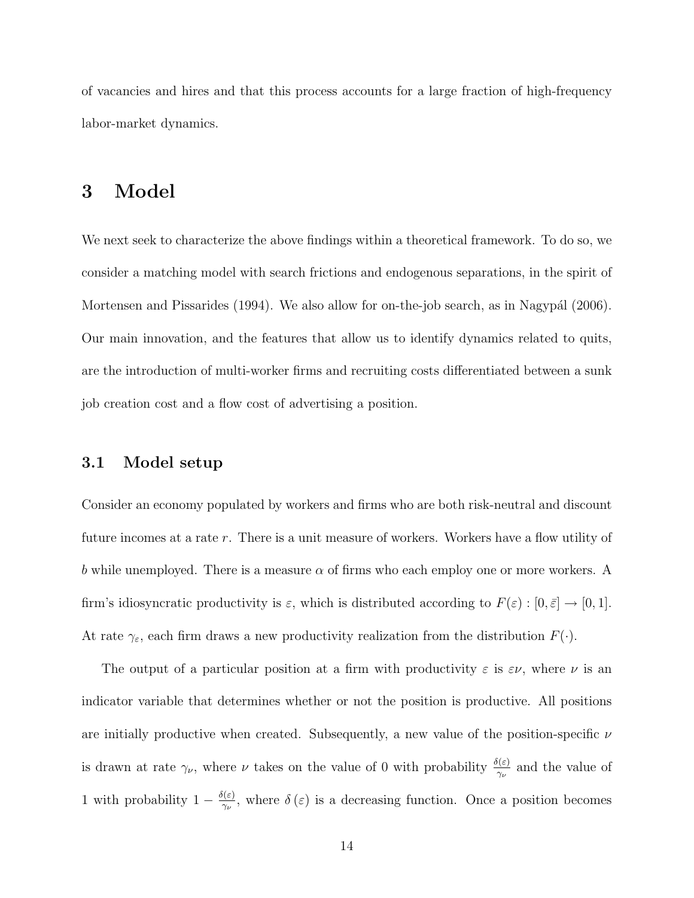of vacancies and hires and that this process accounts for a large fraction of high-frequency labor-market dynamics.

# 3 Model

We next seek to characterize the above findings within a theoretical framework. To do so, we consider a matching model with search frictions and endogenous separations, in the spirit of Mortensen and Pissarides (1994). We also allow for on-the-job search, as in Nagypál (2006). Our main innovation, and the features that allow us to identify dynamics related to quits, are the introduction of multi-worker firms and recruiting costs differentiated between a sunk job creation cost and a flow cost of advertising a position.

## 3.1 Model setup

Consider an economy populated by workers and firms who are both risk-neutral and discount future incomes at a rate $r$. There is a unit measure of workers. Workers have a flow utility of $b$ while unemployed. There is a measure $\alpha$ of firms who each employ one or more workers. A firm's idiosyncratic productivity is $\varepsilon$, which is distributed according to $F(\varepsilon) : [0, \bar{\varepsilon}] \to [0, 1]$. At rate $\gamma_\varepsilon$, each firm draws a new productivity realization from the distribution $F(\cdot)$.

The output of a particular position at a firm with productivity $\varepsilon$ is $\varepsilon\nu$, where $\nu$ is an indicator variable that determines whether or not the position is productive. All positions are initially productive when created. Subsequently, a new value of the position-specific $\nu$ is drawn at rate $\gamma_\nu$, where $\nu$ takes on the value of 0 with probability $\frac{\delta(\varepsilon)}{\gamma_\nu}$ and the value of 1 with probability $1 - \frac{\delta(\varepsilon)}{\gamma_\nu}$, where $\delta(\varepsilon)$ is a decreasing function. Once a position becomes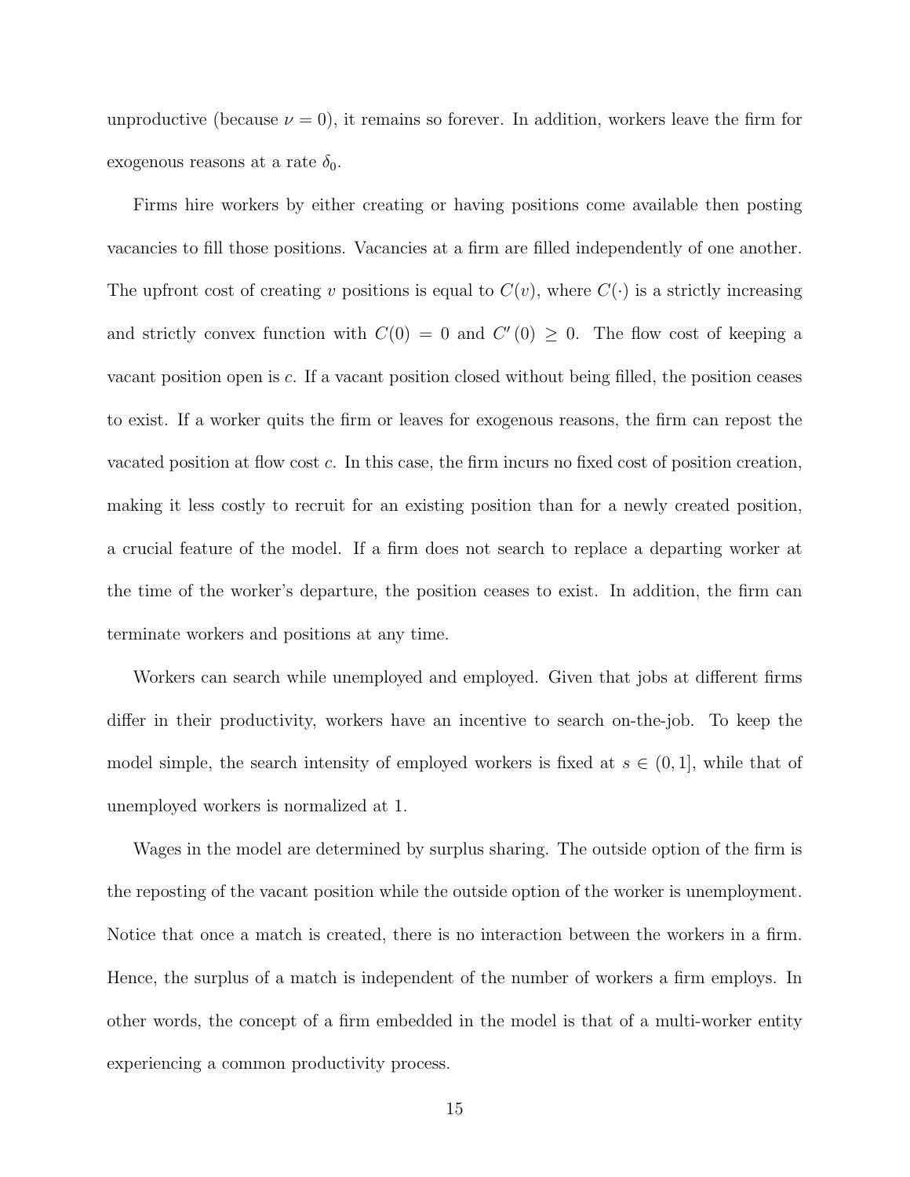unproductive (because $\nu = 0$), it remains so forever. In addition, workers leave the firm for exogenous reasons at a rate $\delta_0$.

Firms hire workers by either creating or having positions come available then posting vacancies to fill those positions. Vacancies at a firm are filled independently of one another. The upfront cost of creating $v$ positions is equal to $C(v)$, where $C(\cdot)$ is a strictly increasing and strictly convex function with $C(0) = 0$ and $C'(0) \geq 0$. The flow cost of keeping a vacant position open is $c$. If a vacant position closed without being filled, the position ceases to exist. If a worker quits the firm or leaves for exogenous reasons, the firm can repost the vacated position at flow cost $c$. In this case, the firm incurs no fixed cost of position creation, making it less costly to recruit for an existing position than for a newly created position, a crucial feature of the model. If a firm does not search to replace a departing worker at the time of the worker's departure, the position ceases to exist. In addition, the firm can terminate workers and positions at any time.

Workers can search while unemployed and employed. Given that jobs at different firms differ in their productivity, workers have an incentive to search on-the-job. To keep the model simple, the search intensity of employed workers is fixed at $s \in (0, 1]$, while that of unemployed workers is normalized at 1.

Wages in the model are determined by surplus sharing. The outside option of the firm is the reposting of the vacant position while the outside option of the worker is unemployment. Notice that once a match is created, there is no interaction between the workers in a firm. Hence, the surplus of a match is independent of the number of workers a firm employs. In other words, the concept of a firm embedded in the model is that of a multi-worker entity experiencing a common productivity process.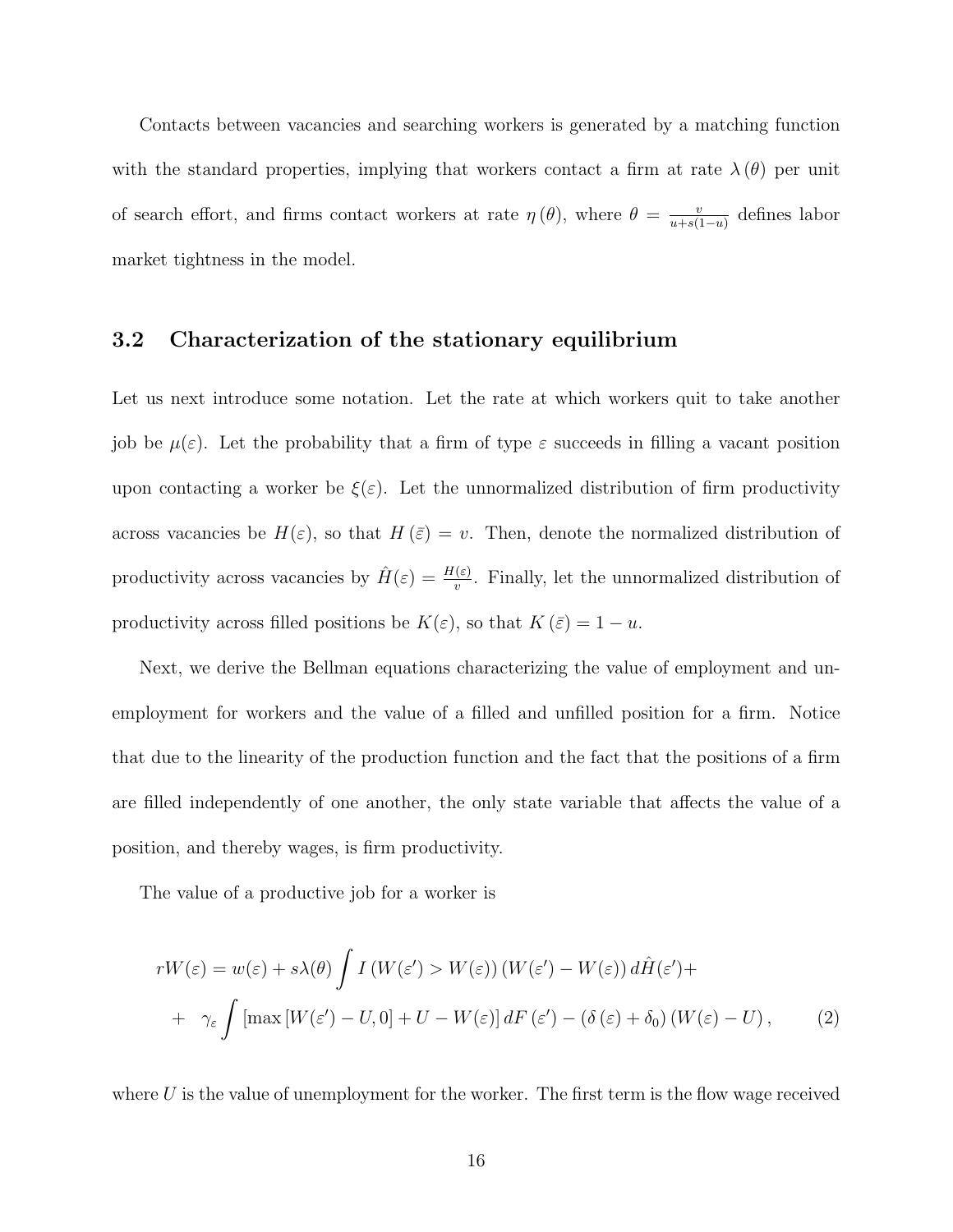Contacts between vacancies and searching workers is generated by a matching function with the standard properties, implying that workers contact a firm at rate $\lambda(\theta)$ per unit of search effort, and firms contact workers at rate $\eta(\theta)$, where $\theta = \frac{v}{u+s(1-u)}$ defines labor market tightness in the model.

### 3.2 Characterization of the stationary equilibrium

Let us next introduce some notation. Let the rate at which workers quit to take another job be $\mu(\varepsilon)$. Let the probability that a firm of type $\varepsilon$ succeeds in filling a vacant position upon contacting a worker be $\xi(\varepsilon)$. Let the unnormalized distribution of firm productivity across vacancies be $H(\varepsilon)$, so that $H(\bar{\varepsilon}) = v$. Then, denote the normalized distribution of productivity across vacancies by $\hat{H}(\varepsilon) = \frac{H(\varepsilon)}{v}$. Finally, let the unnormalized distribution of productivity across filled positions be $K(\varepsilon)$, so that $K(\bar{\varepsilon}) = 1 - u$.

Next, we derive the Bellman equations characterizing the value of employment and unemployment for workers and the value of a filled and unfilled position for a firm. Notice that due to the linearity of the production function and the fact that the positions of a firm are filled independently of one another, the only state variable that affects the value of a position, and thereby wages, is firm productivity.

The value of a productive job for a worker is

$$
\begin{aligned}
rW(\varepsilon) &= w(\varepsilon) + s\lambda(\theta) \int I\left(W(\varepsilon') > W(\varepsilon)\right)\left(W(\varepsilon') - W(\varepsilon)\right) d\hat{H}(\varepsilon') + \\
&+ \quad \gamma_\varepsilon \int \left[\max\left[W(\varepsilon') - U, 0\right] + U - W(\varepsilon)\right] dF\left(\varepsilon'\right) - \left(\delta\left(\varepsilon\right) + \delta_0\right)\left(W(\varepsilon) - U\right), \qquad (2)
\end{aligned}
$$

where $U$ is the value of unemployment for the worker. The first term is the flow wage received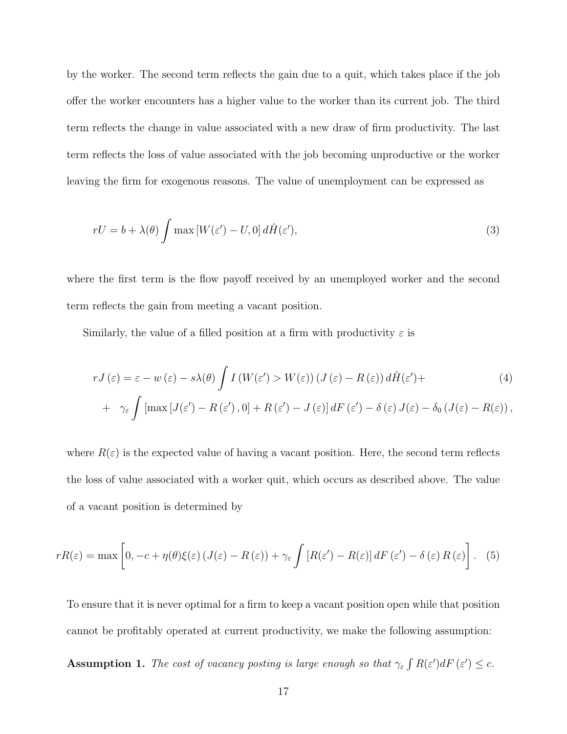by the worker. The second term reflects the gain due to a quit, which takes place if the job offer the worker encounters has a higher value to the worker than its current job. The third term reflects the change in value associated with a new draw of firm productivity. The last term reflects the loss of value associated with the job becoming unproductive or the worker leaving the firm for exogenous reasons. The value of unemployment can be expressed as

$$rU = b + \lambda(\theta) \int \max\left[W(\varepsilon') - U, 0\right] d\hat{H}(\varepsilon'), \tag{3}$$

where the first term is the flow payoff received by an unemployed worker and the second term reflects the gain from meeting a vacant position.

Similarly, the value of a filled position at a firm with productivity $\varepsilon$ is

$$\begin{aligned} rJ(\varepsilon) &= \varepsilon - w(\varepsilon) - s\lambda(\theta) \int I\left(W(\varepsilon') > W(\varepsilon)\right)\left(J(\varepsilon) - R(\varepsilon)\right) d\hat{H}(\varepsilon') + \\ &+ \gamma_\varepsilon \int \left[\max\left[J(\varepsilon') - R(\varepsilon'), 0\right] + R(\varepsilon') - J(\varepsilon)\right] dF(\varepsilon') - \delta(\varepsilon) J(\varepsilon) - \delta_0 \left(J(\varepsilon) - R(\varepsilon)\right), \end{aligned} \tag{4}$$

where $R(\varepsilon)$ is the expected value of having a vacant position. Here, the second term reflects the loss of value associated with a worker quit, which occurs as described above. The value of a vacant position is determined by

$$rR(\varepsilon) = \max\left[0, -c + \eta(\theta)\xi(\varepsilon)\left(J(\varepsilon) - R(\varepsilon)\right) + \gamma_\varepsilon \int \left[R(\varepsilon') - R(\varepsilon)\right] dF(\varepsilon') - \delta(\varepsilon) R(\varepsilon)\right]. \tag{5}$$

To ensure that it is never optimal for a firm to keep a vacant position open while that position cannot be profitably operated at current productivity, we make the following assumption:

**Assumption 1.** *The cost of vacancy posting is large enough so that* $\gamma_\varepsilon \int R(\varepsilon') dF(\varepsilon') \leq c$.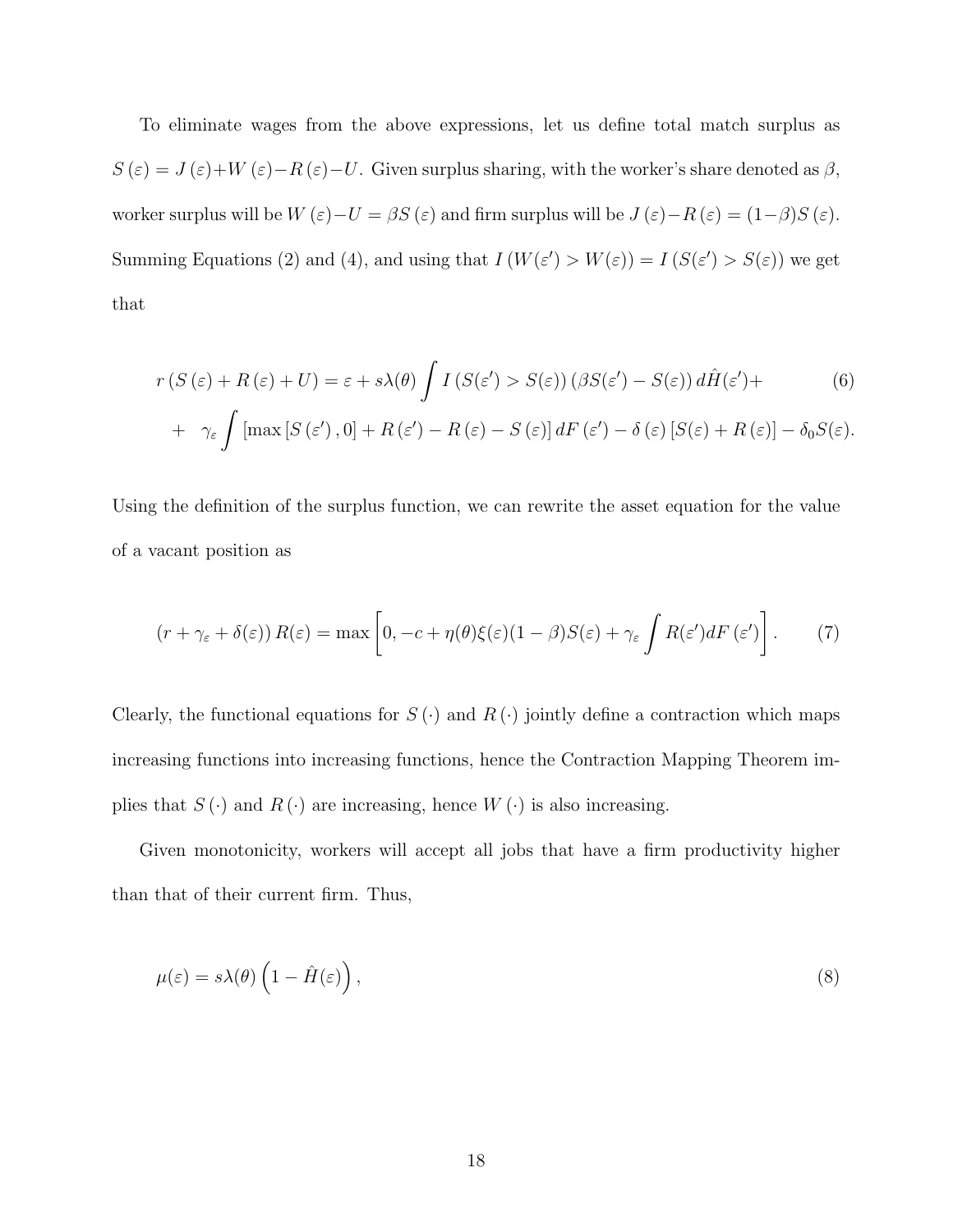To eliminate wages from the above expressions, let us define total match surplus as $S(\varepsilon) = J(\varepsilon) + W(\varepsilon) - R(\varepsilon) - U$. Given surplus sharing, with the worker's share denoted as $\beta$, worker surplus will be $W(\varepsilon) - U = \beta S(\varepsilon)$ and firm surplus will be $J(\varepsilon) - R(\varepsilon) = (1-\beta) S(\varepsilon)$. Summing Equations (2) and (4), and using that $I(W(\varepsilon') > W(\varepsilon)) = I(S(\varepsilon') > S(\varepsilon))$ we get that

$$
\begin{aligned}
r\left(S(\varepsilon) + R(\varepsilon) + U\right) = \varepsilon + s\lambda(\theta) \int I\left(S(\varepsilon') > S(\varepsilon)\right)\left(\beta S(\varepsilon') - S(\varepsilon)\right) d\hat{H}(\varepsilon') + \\
+ \quad \gamma_\varepsilon \int \left[\max\left[S(\varepsilon'), 0\right] + R(\varepsilon') - R(\varepsilon) - S(\varepsilon)\right] dF(\varepsilon') - \delta(\varepsilon)\left[S(\varepsilon) + R(\varepsilon)\right] - \delta_0 S(\varepsilon).
\end{aligned}
\tag{6}
$$

Using the definition of the surplus function, we can rewrite the asset equation for the value of a vacant position as

$$
\left(r + \gamma_\varepsilon + \delta(\varepsilon)\right) R(\varepsilon) = \max\left[0, -c + \eta(\theta)\xi(\varepsilon)(1-\beta)S(\varepsilon) + \gamma_\varepsilon \int R(\varepsilon') dF(\varepsilon')\right]. \tag{7}
$$

Clearly, the functional equations for $S(\cdot)$ and $R(\cdot)$ jointly define a contraction which maps increasing functions into increasing functions, hence the Contraction Mapping Theorem implies that $S(\cdot)$ and $R(\cdot)$ are increasing, hence $W(\cdot)$ is also increasing.

Given monotonicity, workers will accept all jobs that have a firm productivity higher than that of their current firm. Thus,

$$
\mu(\varepsilon) = s\lambda(\theta)\left(1 - \hat{H}(\varepsilon)\right), \tag{8}
$$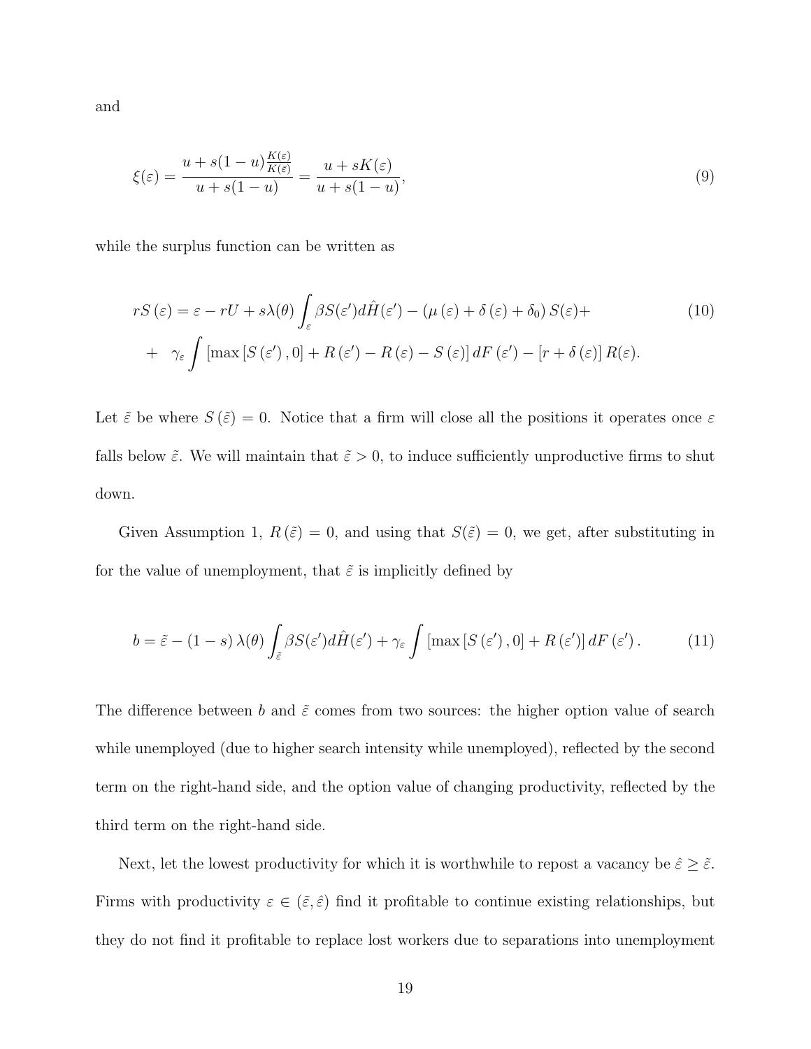and

$$\xi(\varepsilon) = \frac{u + s(1-u)\frac{K(\varepsilon)}{K(\bar{\varepsilon})}}{u + s(1-u)} = \frac{u + sK(\varepsilon)}{u + s(1-u)}, \tag{9}$$

while the surplus function can be written as

$$\begin{aligned} rS(\varepsilon) &= \varepsilon - rU + s\lambda(\theta)\int_{\varepsilon} \beta S(\varepsilon')d\hat{H}(\varepsilon') - (\mu(\varepsilon) + \delta(\varepsilon) + \delta_0)S(\varepsilon) + \\ &+ \quad \gamma_\varepsilon \int [\max[S(\varepsilon'), 0] + R(\varepsilon') - R(\varepsilon) - S(\varepsilon)] \, dF(\varepsilon') - [r + \delta(\varepsilon)] R(\varepsilon). \end{aligned} \tag{10}$$

Let $\tilde{\varepsilon}$ be where $S(\tilde{\varepsilon}) = 0$. Notice that a firm will close all the positions it operates once $\varepsilon$ falls below $\tilde{\varepsilon}$. We will maintain that $\tilde{\varepsilon} > 0$, to induce sufficiently unproductive firms to shut down.

Given Assumption 1, $R(\tilde{\varepsilon}) = 0$, and using that $S(\tilde{\varepsilon}) = 0$, we get, after substituting in for the value of unemployment, that $\tilde{\varepsilon}$ is implicitly defined by

$$b = \tilde{\varepsilon} - (1-s)\lambda(\theta)\int_{\tilde{\varepsilon}} \beta S(\varepsilon')d\hat{H}(\varepsilon') + \gamma_\varepsilon \int [\max[S(\varepsilon'), 0] + R(\varepsilon')] \, dF(\varepsilon'). \tag{11}$$

The difference between $b$ and $\tilde{\varepsilon}$ comes from two sources: the higher option value of search while unemployed (due to higher search intensity while unemployed), reflected by the second term on the right-hand side, and the option value of changing productivity, reflected by the third term on the right-hand side.

Next, let the lowest productivity for which it is worthwhile to repost a vacancy be $\hat{\varepsilon} \geq \tilde{\varepsilon}$. Firms with productivity $\varepsilon \in (\tilde{\varepsilon}, \hat{\varepsilon})$ find it profitable to continue existing relationships, but they do not find it profitable to replace lost workers due to separations into unemployment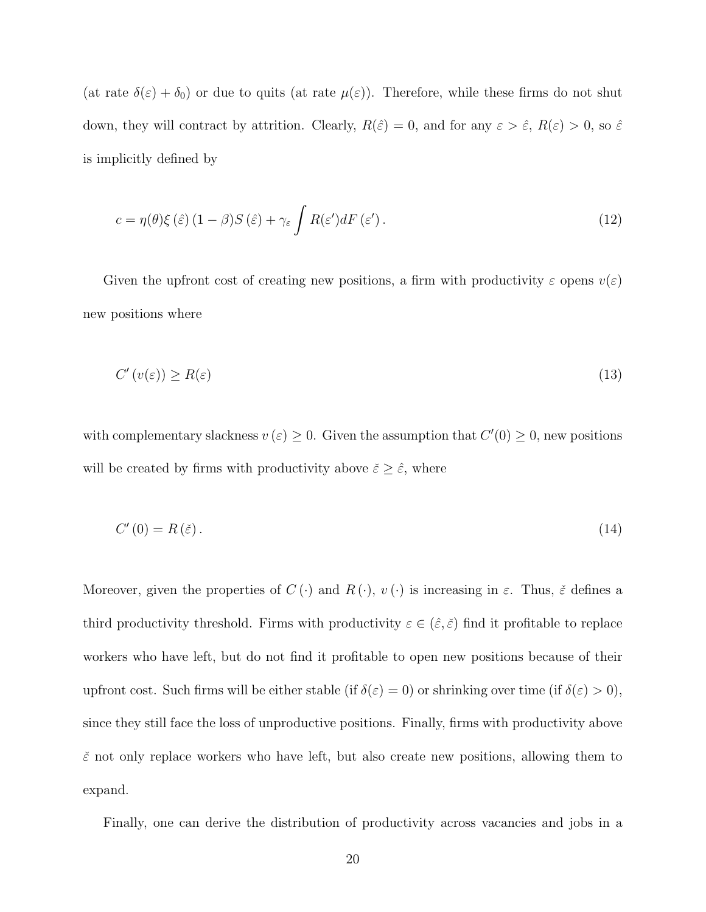(at rate $\delta(\varepsilon) + \delta_0$) or due to quits (at rate $\mu(\varepsilon)$). Therefore, while these firms do not shut down, they will contract by attrition. Clearly, $R(\hat{\varepsilon}) = 0$, and for any $\varepsilon > \hat{\varepsilon}$, $R(\varepsilon) > 0$, so $\hat{\varepsilon}$ is implicitly defined by

$$c = \eta(\theta)\xi\left(\hat{\varepsilon}\right)(1-\beta)S\left(\hat{\varepsilon}\right) + \gamma_{\varepsilon}\int R(\varepsilon')dF\left(\varepsilon'\right). \tag{12}$$

Given the upfront cost of creating new positions, a firm with productivity $\varepsilon$ opens $v(\varepsilon)$ new positions where

$$C'\left(v(\varepsilon)\right) \geq R(\varepsilon) \tag{13}$$

with complementary slackness $v\left(\varepsilon\right) \geq 0$. Given the assumption that $C'(0) \geq 0$, new positions will be created by firms with productivity above $\breve{\varepsilon} \geq \hat{\varepsilon}$, where

$$C'\left(0\right) = R\left(\breve{\varepsilon}\right). \tag{14}$$

Moreover, given the properties of $C\left(\cdot\right)$ and $R\left(\cdot\right)$, $v\left(\cdot\right)$ is increasing in $\varepsilon$. Thus, $\breve{\varepsilon}$ defines a third productivity threshold. Firms with productivity $\varepsilon \in (\hat{\varepsilon}, \breve{\varepsilon})$ find it profitable to replace workers who have left, but do not find it profitable to open new positions because of their upfront cost. Such firms will be either stable (if $\delta(\varepsilon) = 0$) or shrinking over time (if $\delta(\varepsilon) > 0$), since they still face the loss of unproductive positions. Finally, firms with productivity above $\breve{\varepsilon}$ not only replace workers who have left, but also create new positions, allowing them to expand.

Finally, one can derive the distribution of productivity across vacancies and jobs in a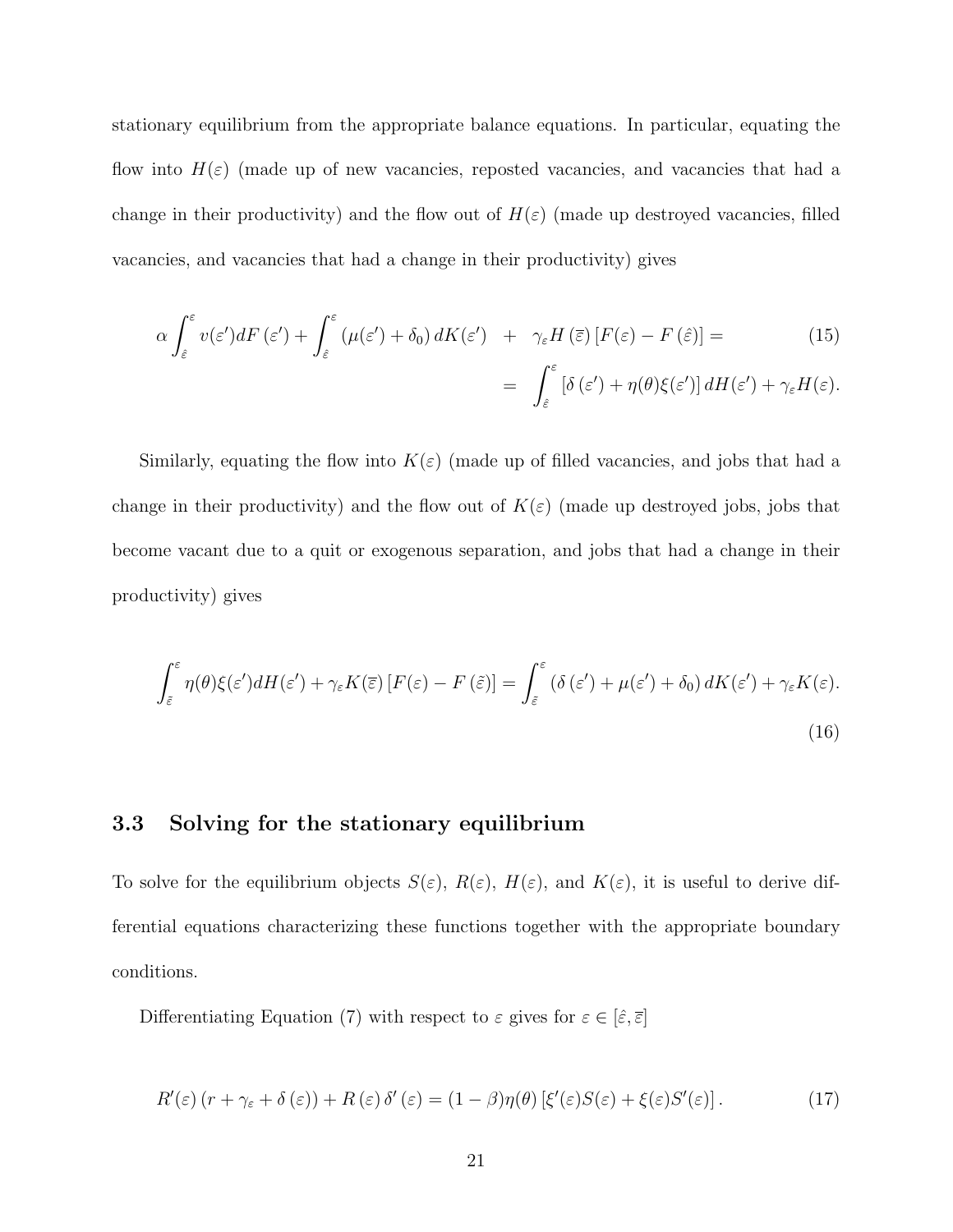stationary equilibrium from the appropriate balance equations. In particular, equating the flow into $H(\varepsilon)$ (made up of new vacancies, reposted vacancies, and vacancies that had a change in their productivity) and the flow out of $H(\varepsilon)$ (made up destroyed vacancies, filled vacancies, and vacancies that had a change in their productivity) gives

$$
\begin{aligned}
\alpha \int_{\hat{\varepsilon}}^{\varepsilon} v(\varepsilon')dF(\varepsilon') + \int_{\hat{\varepsilon}}^{\varepsilon} (\mu(\varepsilon') + \delta_0)\, dK(\varepsilon') \quad &+ \quad \gamma_\varepsilon H(\overline{\varepsilon})\left[F(\varepsilon) - F(\hat{\varepsilon})\right] = \\
&= \quad \int_{\hat{\varepsilon}}^{\varepsilon} \left[\delta(\varepsilon') + \eta(\theta)\xi(\varepsilon')\right] dH(\varepsilon') + \gamma_\varepsilon H(\varepsilon).
\end{aligned}
\tag{15}
$$

Similarly, equating the flow into $K(\varepsilon)$ (made up of filled vacancies, and jobs that had a change in their productivity) and the flow out of $K(\varepsilon)$ (made up destroyed jobs, jobs that become vacant due to a quit or exogenous separation, and jobs that had a change in their productivity) gives

$$
\int_{\tilde{\varepsilon}}^{\varepsilon} \eta(\theta)\xi(\varepsilon')dH(\varepsilon') + \gamma_\varepsilon K(\overline{\varepsilon})\left[F(\varepsilon) - F(\tilde{\varepsilon})\right] = \int_{\tilde{\varepsilon}}^{\varepsilon} \left(\delta(\varepsilon') + \mu(\varepsilon') + \delta_0\right) dK(\varepsilon') + \gamma_\varepsilon K(\varepsilon).
\tag{16}
$$

### 3.3 Solving for the stationary equilibrium

To solve for the equilibrium objects $S(\varepsilon)$, $R(\varepsilon)$, $H(\varepsilon)$, and $K(\varepsilon)$, it is useful to derive differential equations characterizing these functions together with the appropriate boundary conditions.

Differentiating Equation (7) with respect to $\varepsilon$ gives for $\varepsilon \in [\hat{\varepsilon}, \overline{\varepsilon}]$

$$
R'(\varepsilon)\left(r + \gamma_\varepsilon + \delta(\varepsilon)\right) + R(\varepsilon)\,\delta'(\varepsilon) = (1-\beta)\eta(\theta)\left[\xi'(\varepsilon)S(\varepsilon) + \xi(\varepsilon)S'(\varepsilon)\right].
\tag{17}
$$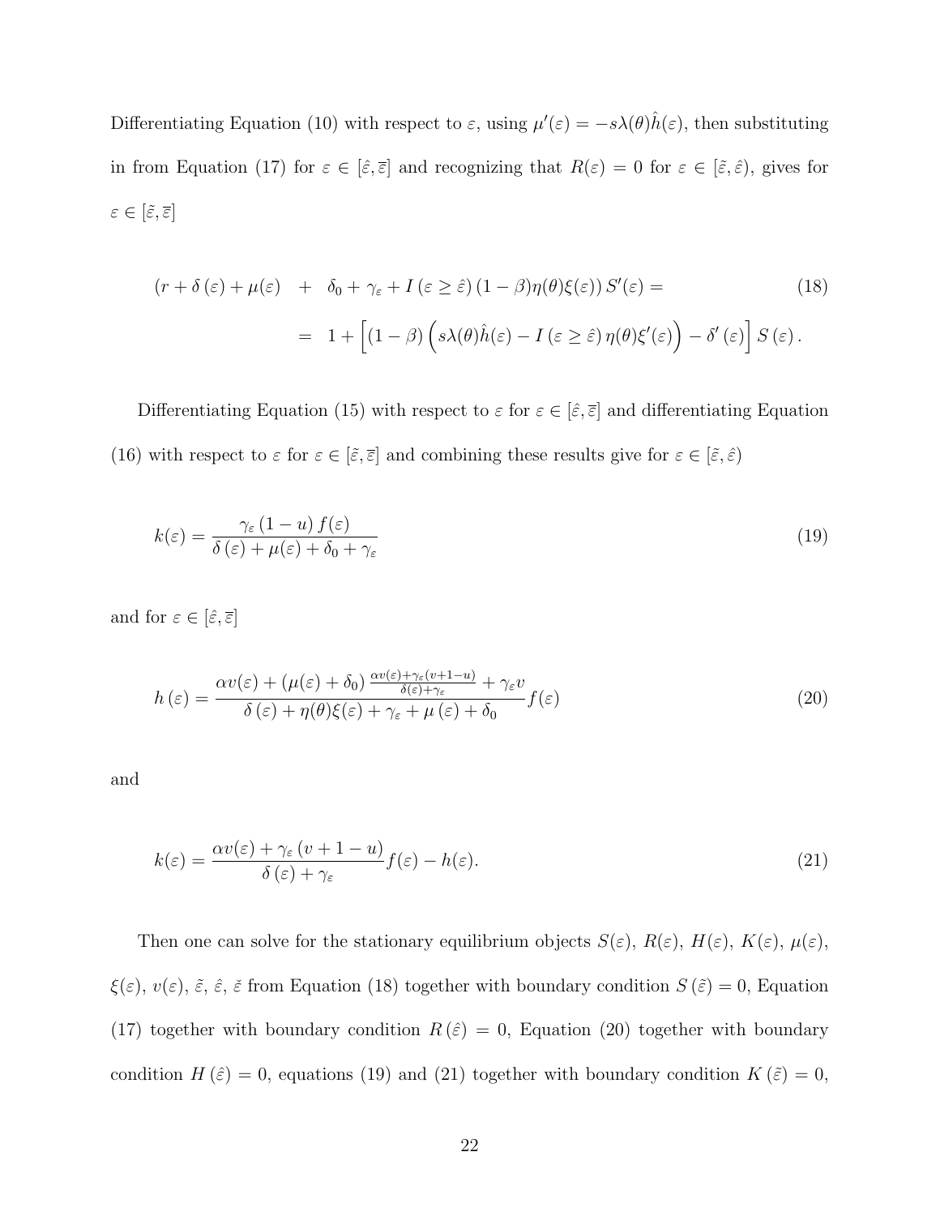Differentiating Equation (10) with respect to $\varepsilon$, using $\mu'(\varepsilon) = -s\lambda(\theta)\hat{h}(\varepsilon)$, then substituting in from Equation (17) for $\varepsilon \in [\hat{\varepsilon}, \overline{\varepsilon}]$ and recognizing that $R(\varepsilon) = 0$ for $\varepsilon \in [\tilde{\varepsilon}, \hat{\varepsilon})$, gives for $\varepsilon \in [\tilde{\varepsilon}, \overline{\varepsilon}]$

$$
\begin{aligned}
(r + \delta(\varepsilon) + \mu(\varepsilon) \quad &+ \quad \delta_0 + \gamma_\varepsilon + I(\varepsilon \geq \hat{\varepsilon})(1-\beta)\eta(\theta)\xi(\varepsilon))\, S'(\varepsilon) = \\
&= \quad 1 + \left[(1-\beta)\left(s\lambda(\theta)\hat{h}(\varepsilon) - I(\varepsilon \geq \hat{\varepsilon})\,\eta(\theta)\xi'(\varepsilon)\right) - \delta'(\varepsilon)\right] S(\varepsilon).
\end{aligned} \tag{18}
$$

Differentiating Equation (15) with respect to $\varepsilon$ for $\varepsilon \in [\hat{\varepsilon}, \overline{\varepsilon}]$ and differentiating Equation (16) with respect to $\varepsilon$ for $\varepsilon \in [\tilde{\varepsilon}, \overline{\varepsilon}]$ and combining these results give for $\varepsilon \in [\tilde{\varepsilon}, \hat{\varepsilon})$

$$
k(\varepsilon) = \frac{\gamma_\varepsilon (1-u) f(\varepsilon)}{\delta(\varepsilon) + \mu(\varepsilon) + \delta_0 + \gamma_\varepsilon} \tag{19}
$$

and for $\varepsilon \in [\hat{\varepsilon}, \overline{\varepsilon}]$

$$
h(\varepsilon) = \frac{\alpha v(\varepsilon) + (\mu(\varepsilon) + \delta_0)\frac{\alpha v(\varepsilon) + \gamma_\varepsilon (v + 1 - u)}{\delta(\varepsilon) + \gamma_\varepsilon} + \gamma_\varepsilon v}{\delta(\varepsilon) + \eta(\theta)\xi(\varepsilon) + \gamma_\varepsilon + \mu(\varepsilon) + \delta_0} f(\varepsilon) \tag{20}
$$

and

$$
k(\varepsilon) = \frac{\alpha v(\varepsilon) + \gamma_\varepsilon (v + 1 - u)}{\delta(\varepsilon) + \gamma_\varepsilon} f(\varepsilon) - h(\varepsilon). \tag{21}
$$

Then one can solve for the stationary equilibrium objects $S(\varepsilon)$, $R(\varepsilon)$, $H(\varepsilon)$, $K(\varepsilon)$, $\mu(\varepsilon)$, $\xi(\varepsilon)$, $v(\varepsilon)$, $\tilde{\varepsilon}$, $\hat{\varepsilon}$, $\breve{\varepsilon}$ from Equation (18) together with boundary condition $S(\tilde{\varepsilon}) = 0$, Equation (17) together with boundary condition $R(\hat{\varepsilon}) = 0$, Equation (20) together with boundary condition $H(\hat{\varepsilon}) = 0$, equations (19) and (21) together with boundary condition $K(\tilde{\varepsilon}) = 0$,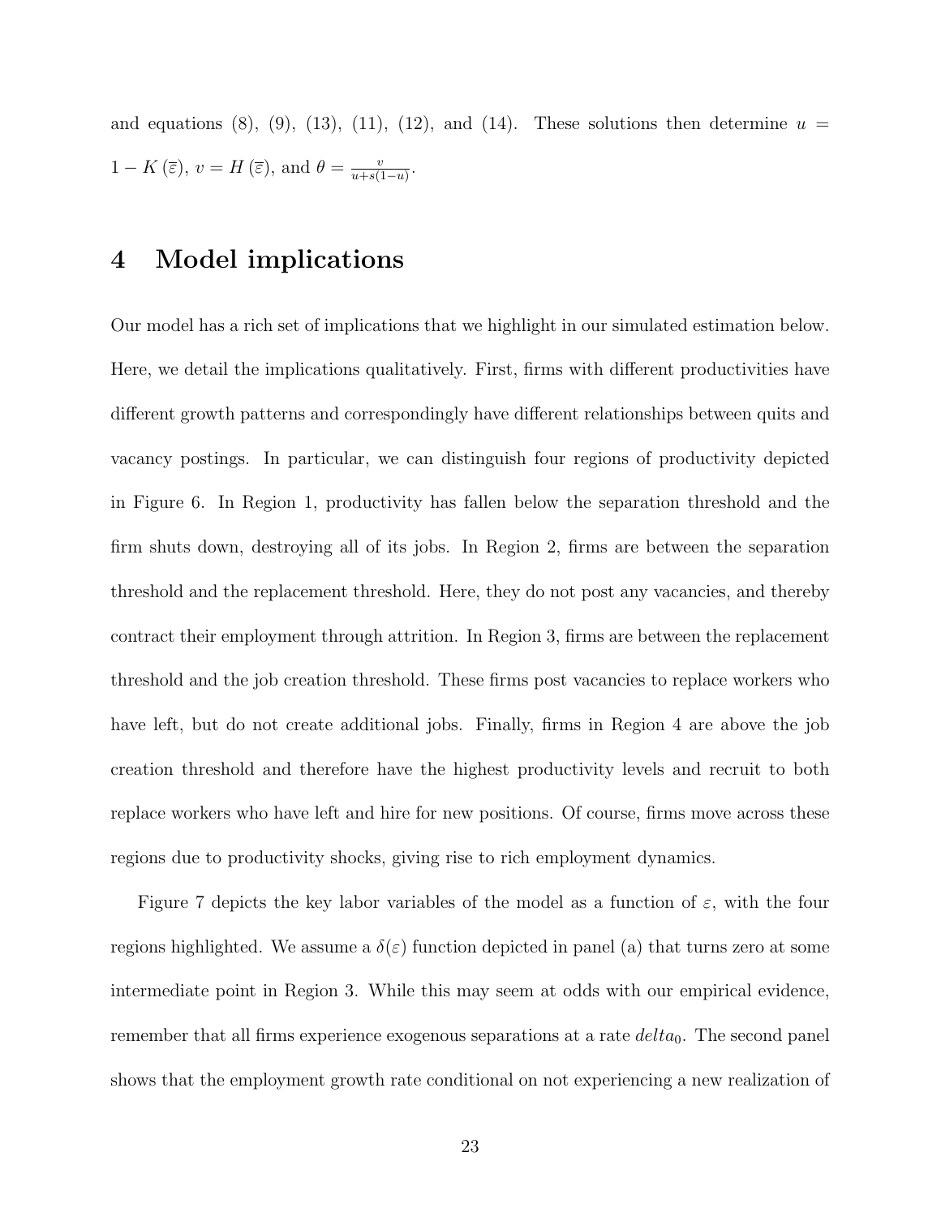and equations (8), (9), (13), (11), (12), and (14). These solutions then determine $u = 1 - K(\bar{\varepsilon})$, $v = H(\bar{\varepsilon})$, and $\theta = \frac{v}{u+s(1-u)}$.

# 4 Model implications

Our model has a rich set of implications that we highlight in our simulated estimation below. Here, we detail the implications qualitatively. First, firms with different productivities have different growth patterns and correspondingly have different relationships between quits and vacancy postings. In particular, we can distinguish four regions of productivity depicted in Figure 6. In Region 1, productivity has fallen below the separation threshold and the firm shuts down, destroying all of its jobs. In Region 2, firms are between the separation threshold and the replacement threshold. Here, they do not post any vacancies, and thereby contract their employment through attrition. In Region 3, firms are between the replacement threshold and the job creation threshold. These firms post vacancies to replace workers who have left, but do not create additional jobs. Finally, firms in Region 4 are above the job creation threshold and therefore have the highest productivity levels and recruit to both replace workers who have left and hire for new positions. Of course, firms move across these regions due to productivity shocks, giving rise to rich employment dynamics.

Figure 7 depicts the key labor variables of the model as a function of $\varepsilon$, with the four regions highlighted. We assume a $\delta(\varepsilon)$ function depicted in panel (a) that turns zero at some intermediate point in Region 3. While this may seem at odds with our empirical evidence, remember that all firms experience exogenous separations at a rate $delta_0$. The second panel shows that the employment growth rate conditional on not experiencing a new realization of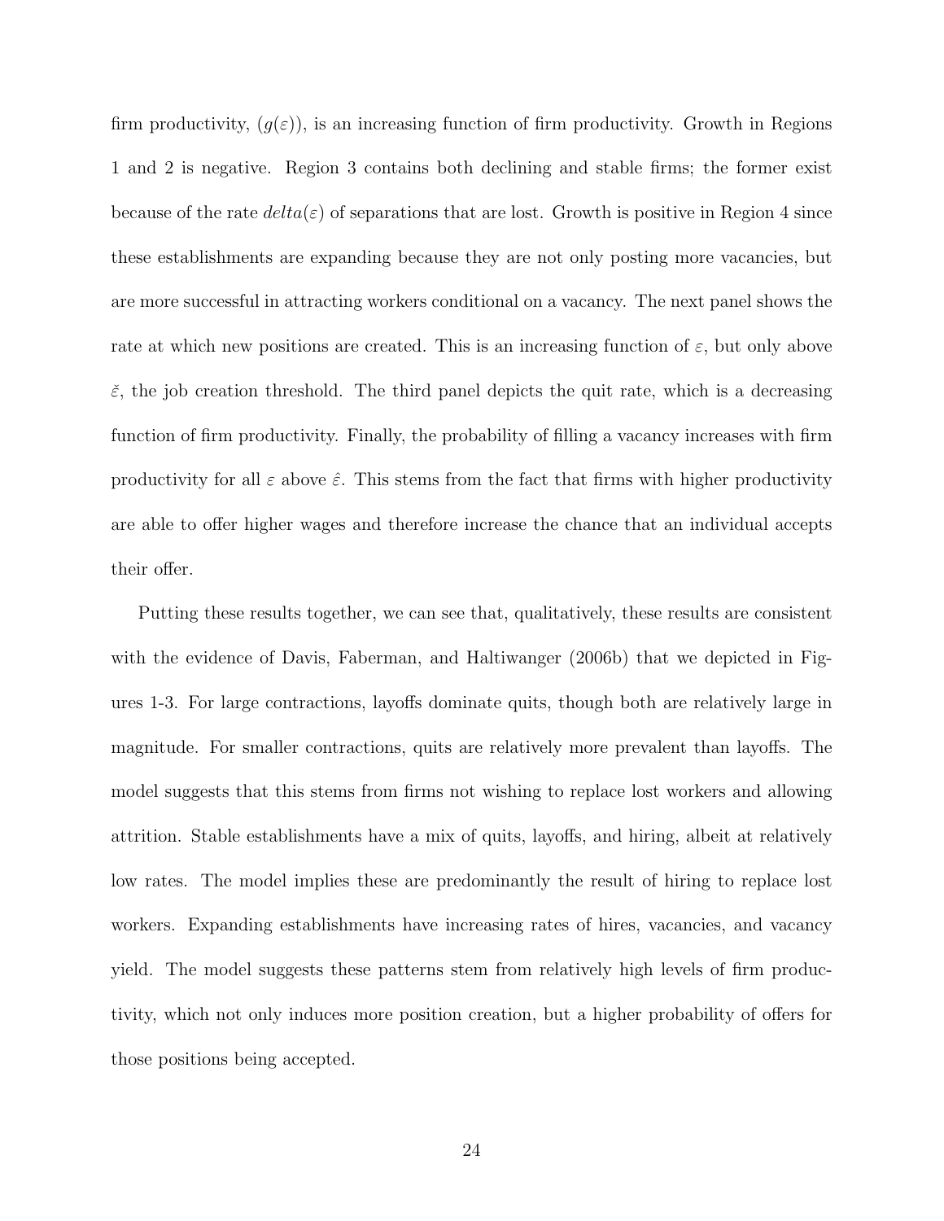firm productivity, $(g(\varepsilon))$, is an increasing function of firm productivity. Growth in Regions 1 and 2 is negative. Region 3 contains both declining and stable firms; the former exist because of the rate $delta(\varepsilon)$ of separations that are lost. Growth is positive in Region 4 since these establishments are expanding because they are not only posting more vacancies, but are more successful in attracting workers conditional on a vacancy. The next panel shows the rate at which new positions are created. This is an increasing function of $\varepsilon$, but only above $\breve{\varepsilon}$, the job creation threshold. The third panel depicts the quit rate, which is a decreasing function of firm productivity. Finally, the probability of filling a vacancy increases with firm productivity for all $\varepsilon$ above $\hat{\varepsilon}$. This stems from the fact that firms with higher productivity are able to offer higher wages and therefore increase the chance that an individual accepts their offer.

Putting these results together, we can see that, qualitatively, these results are consistent with the evidence of Davis, Faberman, and Haltiwanger (2006b) that we depicted in Figures 1-3. For large contractions, layoffs dominate quits, though both are relatively large in magnitude. For smaller contractions, quits are relatively more prevalent than layoffs. The model suggests that this stems from firms not wishing to replace lost workers and allowing attrition. Stable establishments have a mix of quits, layoffs, and hiring, albeit at relatively low rates. The model implies these are predominantly the result of hiring to replace lost workers. Expanding establishments have increasing rates of hires, vacancies, and vacancy yield. The model suggests these patterns stem from relatively high levels of firm productivity, which not only induces more position creation, but a higher probability of offers for those positions being accepted.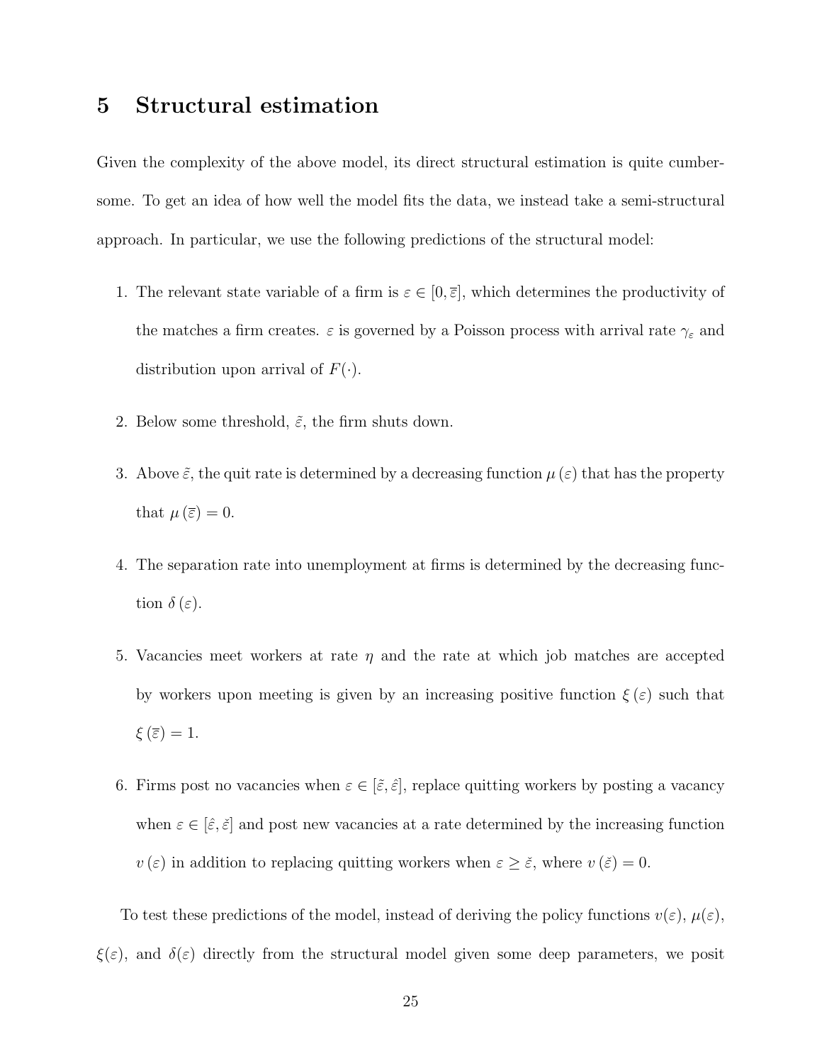# 5 Structural estimation

Given the complexity of the above model, its direct structural estimation is quite cumbersome. To get an idea of how well the model fits the data, we instead take a semi-structural approach. In particular, we use the following predictions of the structural model:

1. The relevant state variable of a firm is $\varepsilon \in [0, \overline{\varepsilon}]$, which determines the productivity of the matches a firm creates. $\varepsilon$ is governed by a Poisson process with arrival rate $\gamma_\varepsilon$ and distribution upon arrival of $F(\cdot)$.
2. Below some threshold, $\tilde{\varepsilon}$, the firm shuts down.
3. Above $\tilde{\varepsilon}$, the quit rate is determined by a decreasing function $\mu(\varepsilon)$ that has the property that $\mu(\overline{\varepsilon}) = 0$.
4. The separation rate into unemployment at firms is determined by the decreasing function $\delta(\varepsilon)$.
5. Vacancies meet workers at rate $\eta$ and the rate at which job matches are accepted by workers upon meeting is given by an increasing positive function $\xi(\varepsilon)$ such that $\xi(\overline{\varepsilon}) = 1$.
6. Firms post no vacancies when $\varepsilon \in [\tilde{\varepsilon}, \hat{\varepsilon}]$, replace quitting workers by posting a vacancy when $\varepsilon \in [\hat{\varepsilon}, \check{\varepsilon}]$ and post new vacancies at a rate determined by the increasing function $v(\varepsilon)$ in addition to replacing quitting workers when $\varepsilon \geq \check{\varepsilon}$, where $v(\check{\varepsilon}) = 0$.

To test these predictions of the model, instead of deriving the policy functions $v(\varepsilon)$, $\mu(\varepsilon)$, $\xi(\varepsilon)$, and $\delta(\varepsilon)$ directly from the structural model given some deep parameters, we posit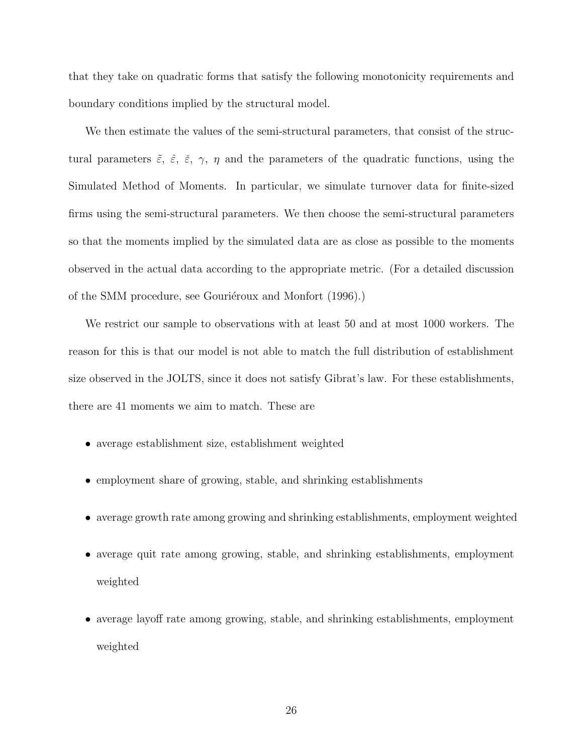that they take on quadratic forms that satisfy the following monotonicity requirements and boundary conditions implied by the structural model.

We then estimate the values of the semi-structural parameters, that consist of the structural parameters $\tilde{\varepsilon}$, $\hat{\varepsilon}$, $\breve{\varepsilon}$, $\gamma$, $\eta$ and the parameters of the quadratic functions, using the Simulated Method of Moments. In particular, we simulate turnover data for finite-sized firms using the semi-structural parameters. We then choose the semi-structural parameters so that the moments implied by the simulated data are as close as possible to the moments observed in the actual data according to the appropriate metric. (For a detailed discussion of the SMM procedure, see Gouriéroux and Monfort (1996).)

We restrict our sample to observations with at least 50 and at most 1000 workers. The reason for this is that our model is not able to match the full distribution of establishment size observed in the JOLTS, since it does not satisfy Gibrat's law. For these establishments, there are 41 moments we aim to match. These are

- average establishment size, establishment weighted
- employment share of growing, stable, and shrinking establishments
- average growth rate among growing and shrinking establishments, employment weighted
- average quit rate among growing, stable, and shrinking establishments, employment weighted
- average layoff rate among growing, stable, and shrinking establishments, employment weighted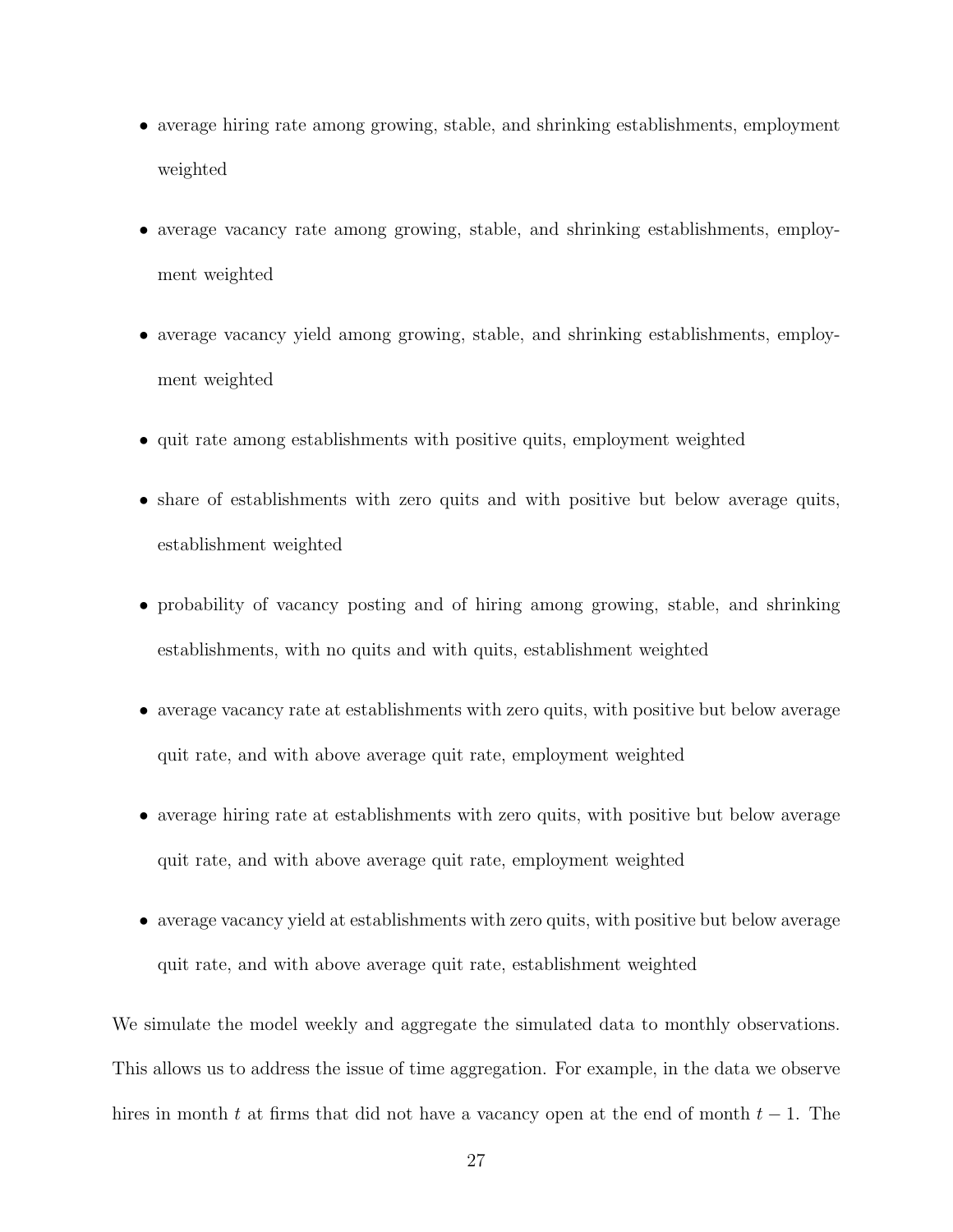- average hiring rate among growing, stable, and shrinking establishments, employment weighted
- average vacancy rate among growing, stable, and shrinking establishments, employment weighted
- average vacancy yield among growing, stable, and shrinking establishments, employment weighted
- quit rate among establishments with positive quits, employment weighted
- share of establishments with zero quits and with positive but below average quits, establishment weighted
- probability of vacancy posting and of hiring among growing, stable, and shrinking establishments, with no quits and with quits, establishment weighted
- average vacancy rate at establishments with zero quits, with positive but below average quit rate, and with above average quit rate, employment weighted
- average hiring rate at establishments with zero quits, with positive but below average quit rate, and with above average quit rate, employment weighted
- average vacancy yield at establishments with zero quits, with positive but below average quit rate, and with above average quit rate, establishment weighted

We simulate the model weekly and aggregate the simulated data to monthly observations. This allows us to address the issue of time aggregation. For example, in the data we observe hires in month $t$ at firms that did not have a vacancy open at the end of month $t-1$. The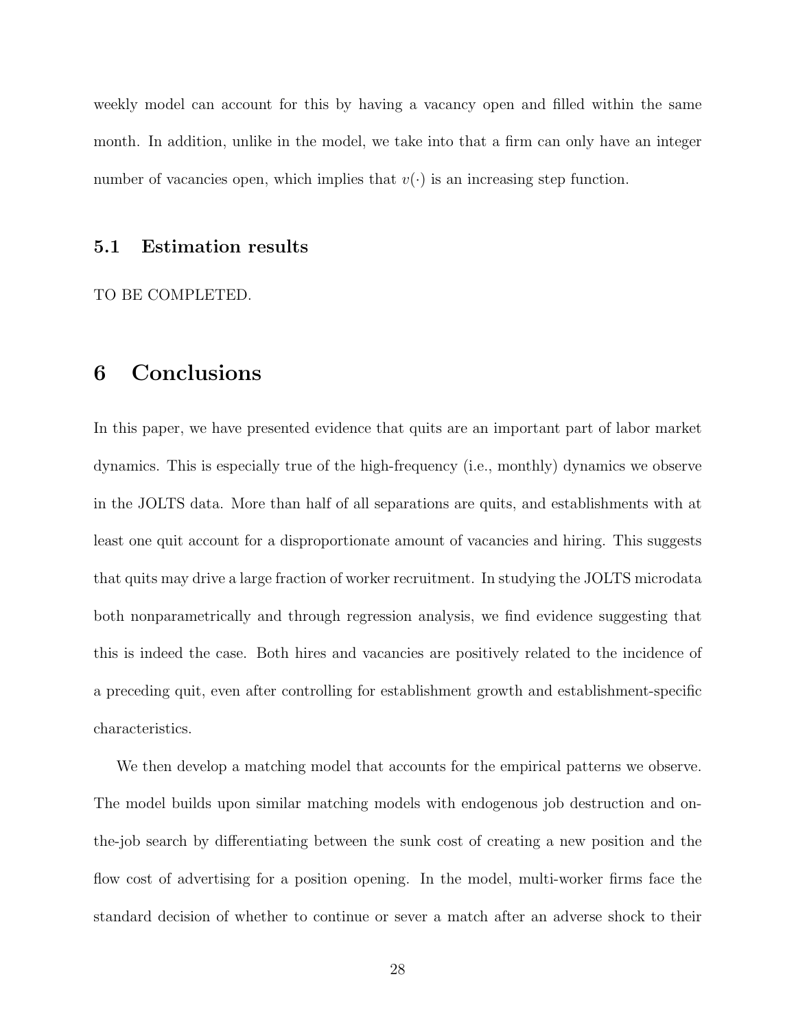weekly model can account for this by having a vacancy open and filled within the same month. In addition, unlike in the model, we take into that a firm can only have an integer number of vacancies open, which implies that $v(\cdot)$ is an increasing step function.

### 5.1 Estimation results

TO BE COMPLETED.

## 6 Conclusions

In this paper, we have presented evidence that quits are an important part of labor market dynamics. This is especially true of the high-frequency (i.e., monthly) dynamics we observe in the JOLTS data. More than half of all separations are quits, and establishments with at least one quit account for a disproportionate amount of vacancies and hiring. This suggests that quits may drive a large fraction of worker recruitment. In studying the JOLTS microdata both nonparametrically and through regression analysis, we find evidence suggesting that this is indeed the case. Both hires and vacancies are positively related to the incidence of a preceding quit, even after controlling for establishment growth and establishment-specific characteristics.

We then develop a matching model that accounts for the empirical patterns we observe. The model builds upon similar matching models with endogenous job destruction and on-the-job search by differentiating between the sunk cost of creating a new position and the flow cost of advertising for a position opening. In the model, multi-worker firms face the standard decision of whether to continue or sever a match after an adverse shock to their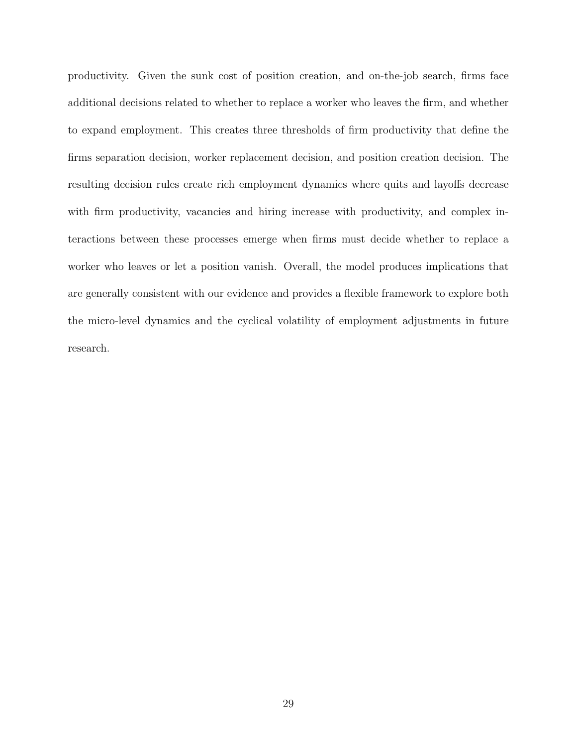productivity. Given the sunk cost of position creation, and on-the-job search, firms face additional decisions related to whether to replace a worker who leaves the firm, and whether to expand employment. This creates three thresholds of firm productivity that define the firms separation decision, worker replacement decision, and position creation decision. The resulting decision rules create rich employment dynamics where quits and layoffs decrease with firm productivity, vacancies and hiring increase with productivity, and complex interactions between these processes emerge when firms must decide whether to replace a worker who leaves or let a position vanish. Overall, the model produces implications that are generally consistent with our evidence and provides a flexible framework to explore both the micro-level dynamics and the cyclical volatility of employment adjustments in future research.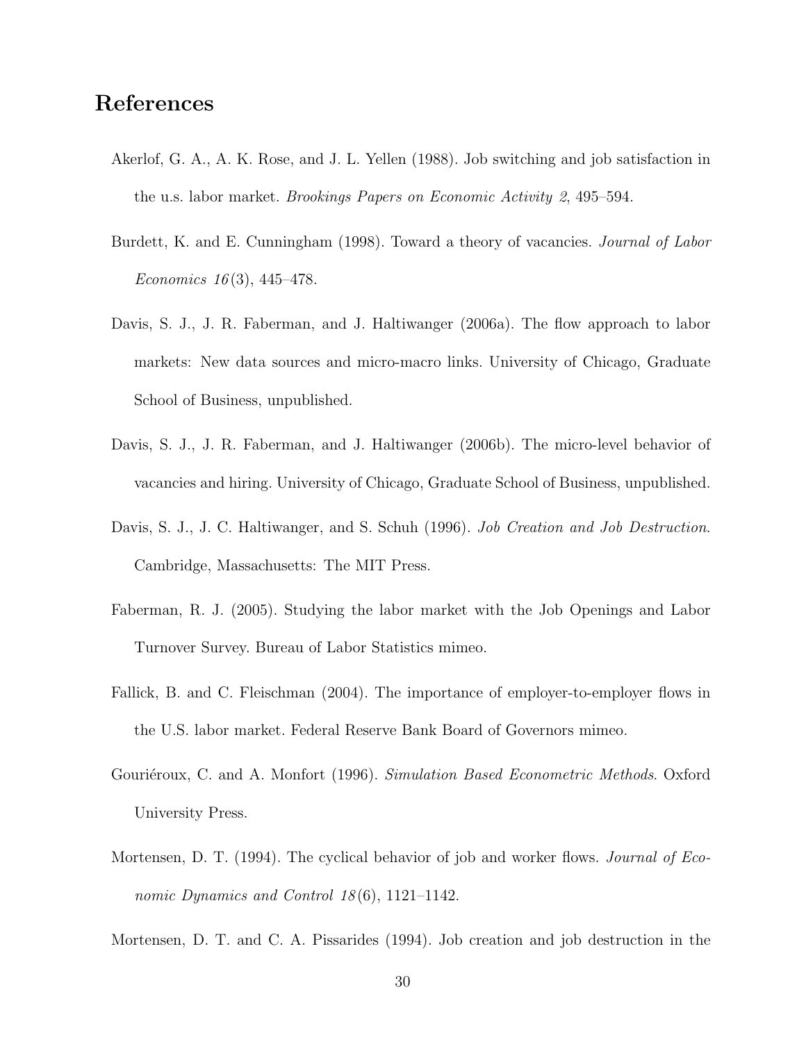# References

Akerlof, G. A., A. K. Rose, and J. L. Yellen (1988). Job switching and job satisfaction in the u.s. labor market. *Brookings Papers on Economic Activity 2*, 495–594.

Burdett, K. and E. Cunningham (1998). Toward a theory of vacancies. *Journal of Labor Economics 16*(3), 445–478.

Davis, S. J., J. R. Faberman, and J. Haltiwanger (2006a). The flow approach to labor markets: New data sources and micro-macro links. University of Chicago, Graduate School of Business, unpublished.

Davis, S. J., J. R. Faberman, and J. Haltiwanger (2006b). The micro-level behavior of vacancies and hiring. University of Chicago, Graduate School of Business, unpublished.

Davis, S. J., J. C. Haltiwanger, and S. Schuh (1996). *Job Creation and Job Destruction*. Cambridge, Massachusetts: The MIT Press.

Faberman, R. J. (2005). Studying the labor market with the Job Openings and Labor Turnover Survey. Bureau of Labor Statistics mimeo.

Fallick, B. and C. Fleischman (2004). The importance of employer-to-employer flows in the U.S. labor market. Federal Reserve Bank Board of Governors mimeo.

Gouriéroux, C. and A. Monfort (1996). *Simulation Based Econometric Methods*. Oxford University Press.

Mortensen, D. T. (1994). The cyclical behavior of job and worker flows. *Journal of Economic Dynamics and Control 18*(6), 1121–1142.

Mortensen, D. T. and C. A. Pissarides (1994). Job creation and job destruction in the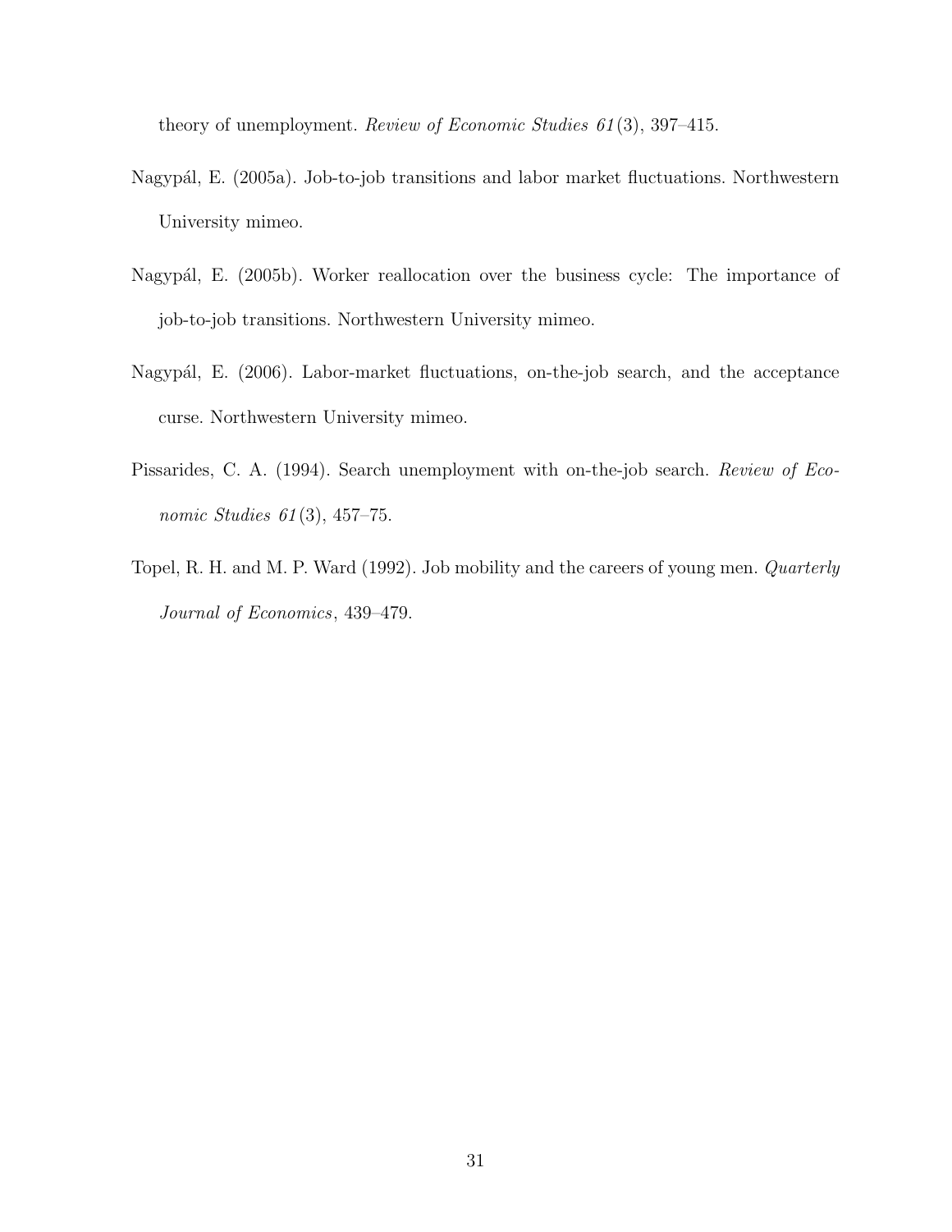theory of unemployment. *Review of Economic Studies 61*(3), 397–415.

Nagypál, E. (2005a). Job-to-job transitions and labor market fluctuations. Northwestern University mimeo.

Nagypál, E. (2005b). Worker reallocation over the business cycle: The importance of job-to-job transitions. Northwestern University mimeo.

Nagypál, E. (2006). Labor-market fluctuations, on-the-job search, and the acceptance curse. Northwestern University mimeo.

Pissarides, C. A. (1994). Search unemployment with on-the-job search. *Review of Economic Studies 61*(3), 457–75.

Topel, R. H. and M. P. Ward (1992). Job mobility and the careers of young men. *Quarterly Journal of Economics*, 439–479.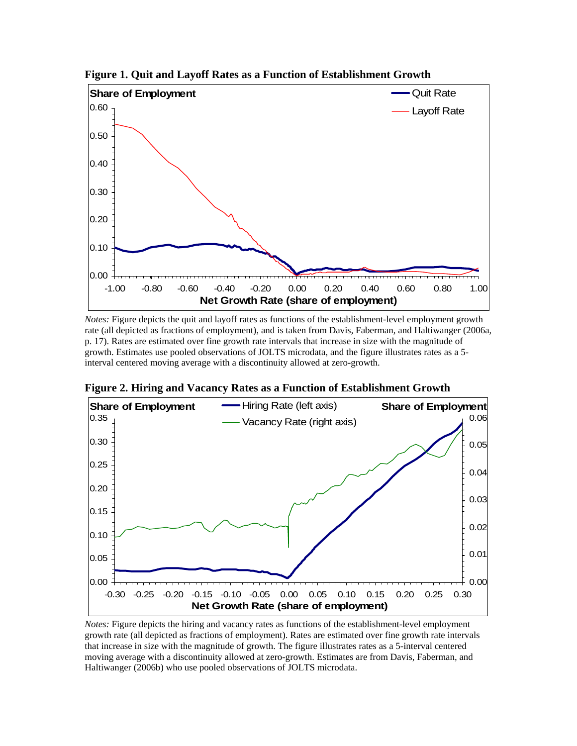**Figure 1. Quit and Layoff Rates as a Function of Establishment Growth**

*Notes:* Figure depicts the quit and layoff rates as functions of the establishment-level employment growth rate (all depicted as fractions of employment), and is taken from Davis, Faberman, and Haltiwanger (2006a, p. 17). Rates are estimated over fine growth rate intervals that increase in size with the magnitude of growth. Estimates use pooled observations of JOLTS microdata, and the figure illustrates rates as a 5-interval centered moving average with a discontinuity allowed at zero-growth.

**Figure 2. Hiring and Vacancy Rates as a Function of Establishment Growth**

*Notes:* Figure depicts the hiring and vacancy rates as functions of the establishment-level employment growth rate (all depicted as fractions of employment). Rates are estimated over fine growth rate intervals that increase in size with the magnitude of growth. The figure illustrates rates as a 5-interval centered moving average with a discontinuity allowed at zero-growth. Estimates are from Davis, Faberman, and Haltiwanger (2006b) who use pooled observations of JOLTS microdata.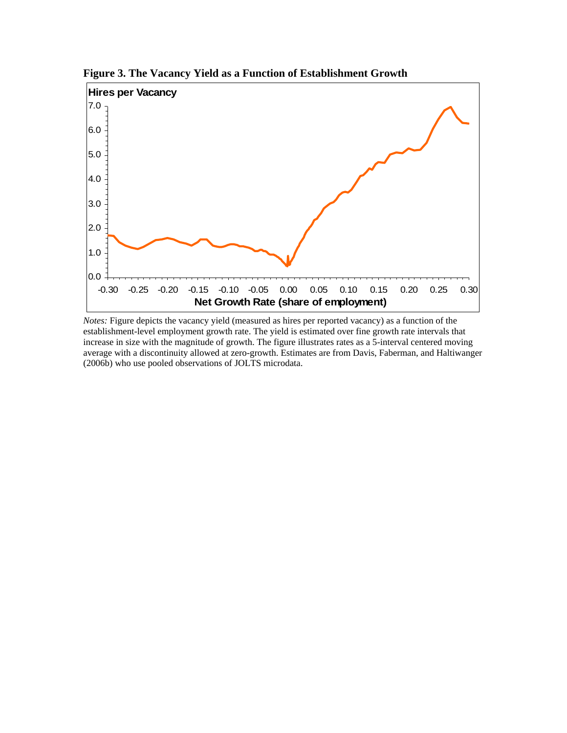**Figure 3. The Vacancy Yield as a Function of Establishment Growth**

*Notes:* Figure depicts the vacancy yield (measured as hires per reported vacancy) as a function of the establishment-level employment growth rate. The yield is estimated over fine growth rate intervals that increase in size with the magnitude of growth. The figure illustrates rates as a 5-interval centered moving average with a discontinuity allowed at zero-growth. Estimates are from Davis, Faberman, and Haltiwanger (2006b) who use pooled observations of JOLTS microdata.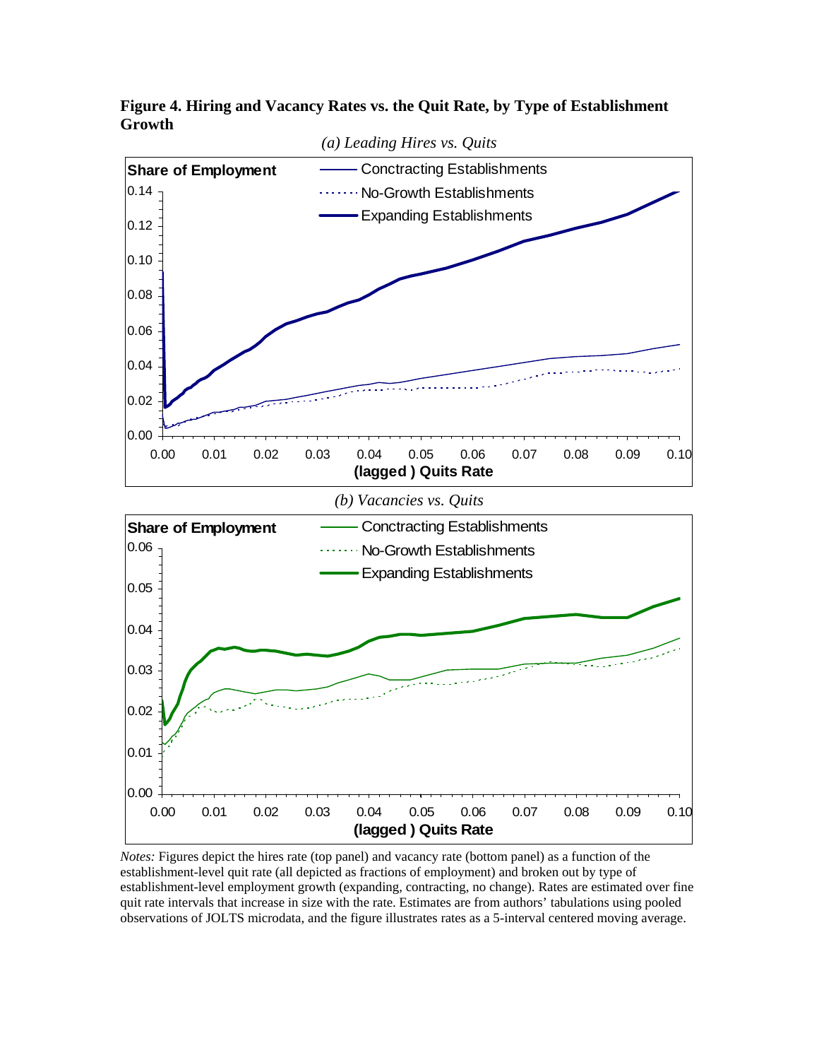**Figure 4. Hiring and Vacancy Rates vs. the Quit Rate, by Type of Establishment Growth**

*(a) Leading Hires vs. Quits*

*(b) Vacancies vs. Quits*

*Notes:* Figures depict the hires rate (top panel) and vacancy rate (bottom panel) as a function of the establishment-level quit rate (all depicted as fractions of employment) and broken out by type of establishment-level employment growth (expanding, contracting, no change). Rates are estimated over fine quit rate intervals that increase in size with the rate. Estimates are from authors' tabulations using pooled observations of JOLTS microdata, and the figure illustrates rates as a 5-interval centered moving average.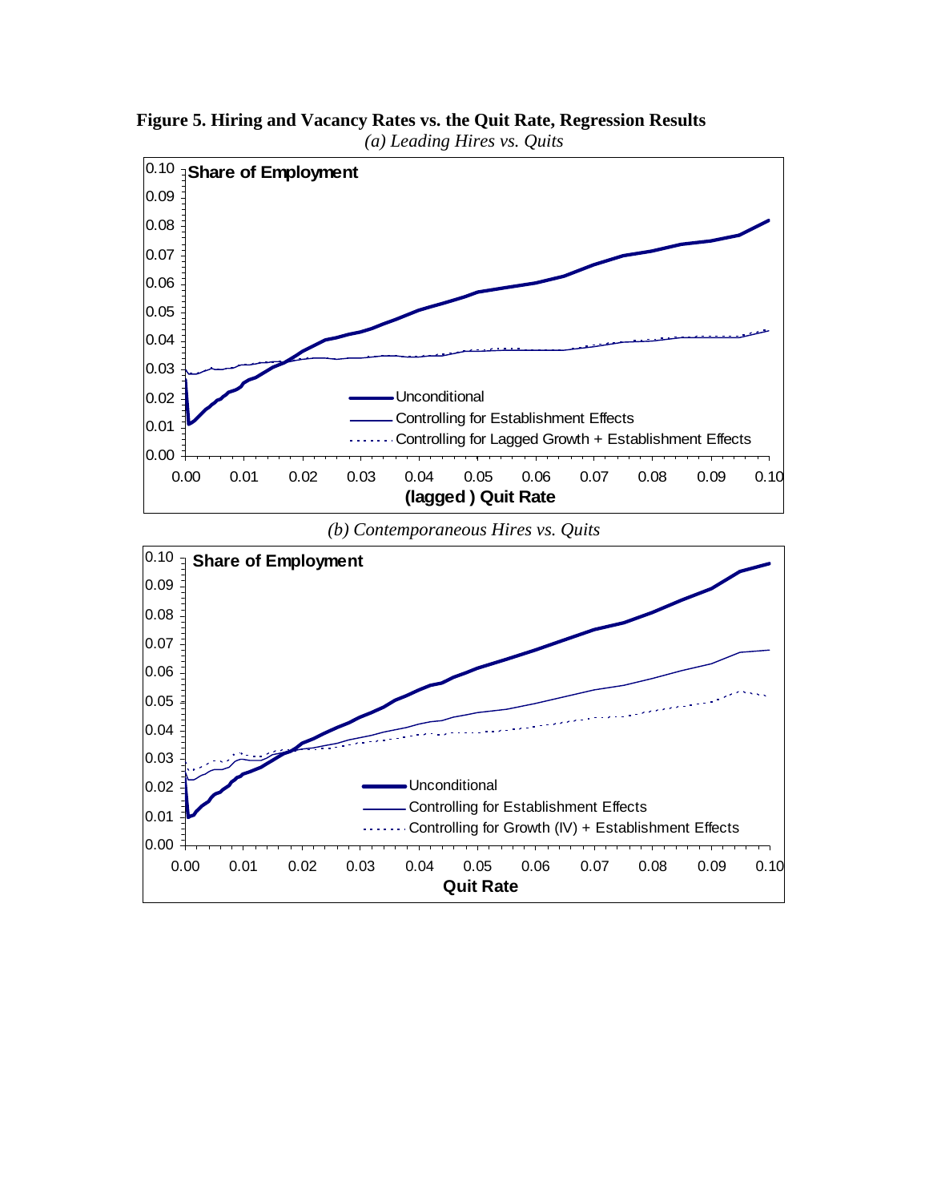**Figure 5. Hiring and Vacancy Rates vs. the Quit Rate, Regression Results**

*(a) Leading Hires vs. Quits*

*(b) Contemporaneous Hires vs. Quits*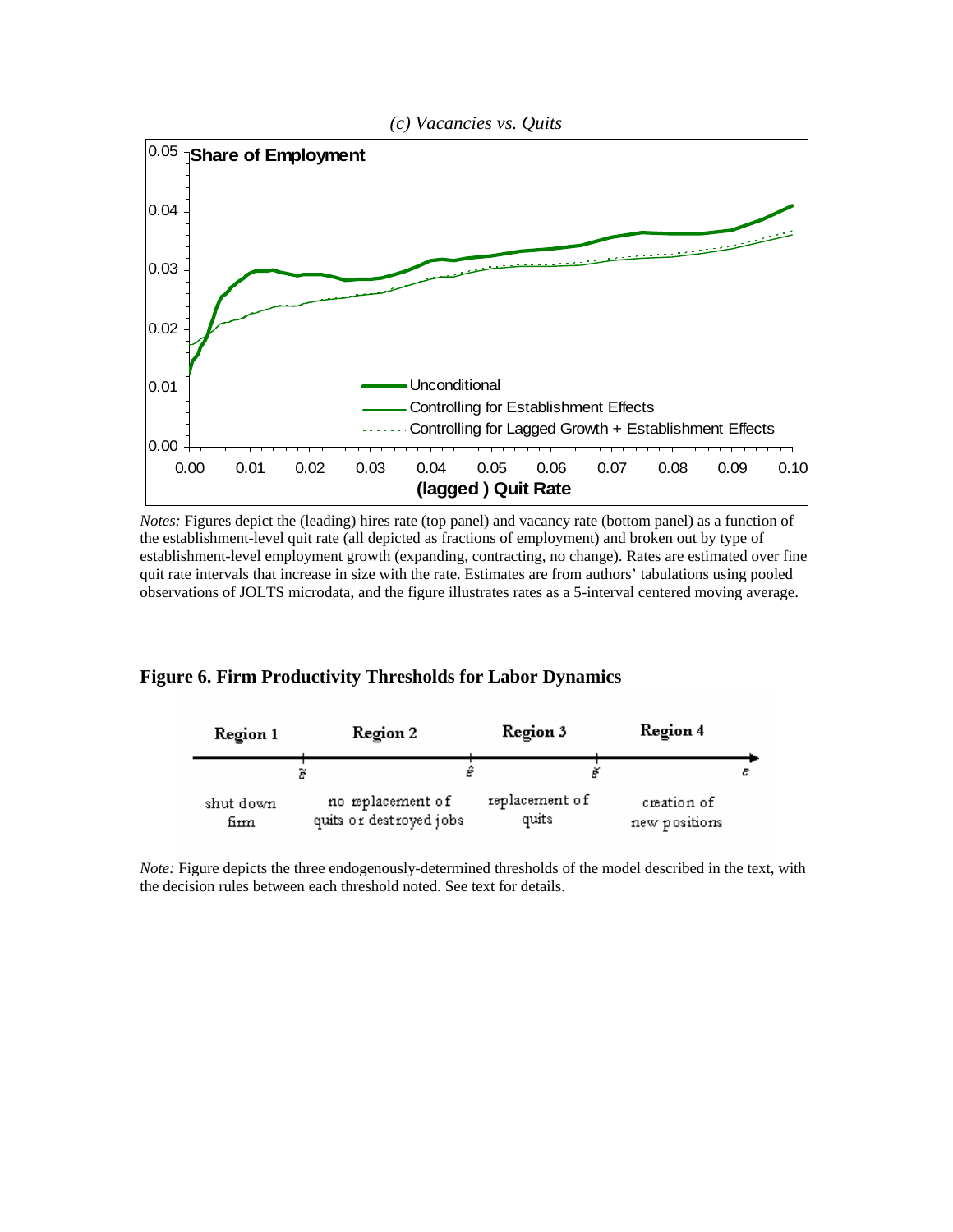*(c) Vacancies vs. Quits*

*Notes:* Figures depict the (leading) hires rate (top panel) and vacancy rate (bottom panel) as a function of the establishment-level quit rate (all depicted as fractions of employment) and broken out by type of establishment-level employment growth (expanding, contracting, no change). Rates are estimated over fine quit rate intervals that increase in size with the rate. Estimates are from authors' tabulations using pooled observations of JOLTS microdata, and the figure illustrates rates as a 5-interval centered moving average.

**Figure 6. Firm Productivity Thresholds for Labor Dynamics**

*Note:* Figure depicts the three endogenously-determined thresholds of the model described in the text, with the decision rules between each threshold noted. See text for details.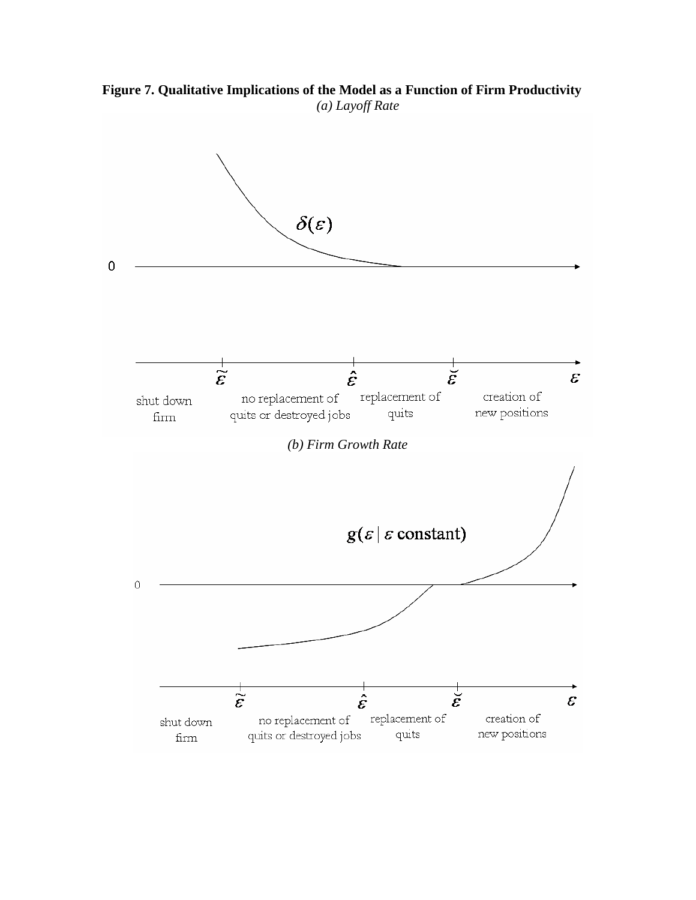**Figure 7. Qualitative Implications of the Model as a Function of Firm Productivity**

*(a) Layoff Rate*

$\delta(\varepsilon)$

0

$\tilde{\varepsilon}$ $\hat{\varepsilon}$ $\breve{\varepsilon}$ $\varepsilon$

shut down firm | no replacement of quits or destroyed jobs | replacement of quits | creation of new positions

*(b) Firm Growth Rate*

$g(\varepsilon \mid \varepsilon \text{ constant})$

0

$\tilde{\varepsilon}$ $\hat{\varepsilon}$ $\breve{\varepsilon}$ $\varepsilon$

shut down firm | no replacement of quits or destroyed jobs | replacement of quits | creation of new positions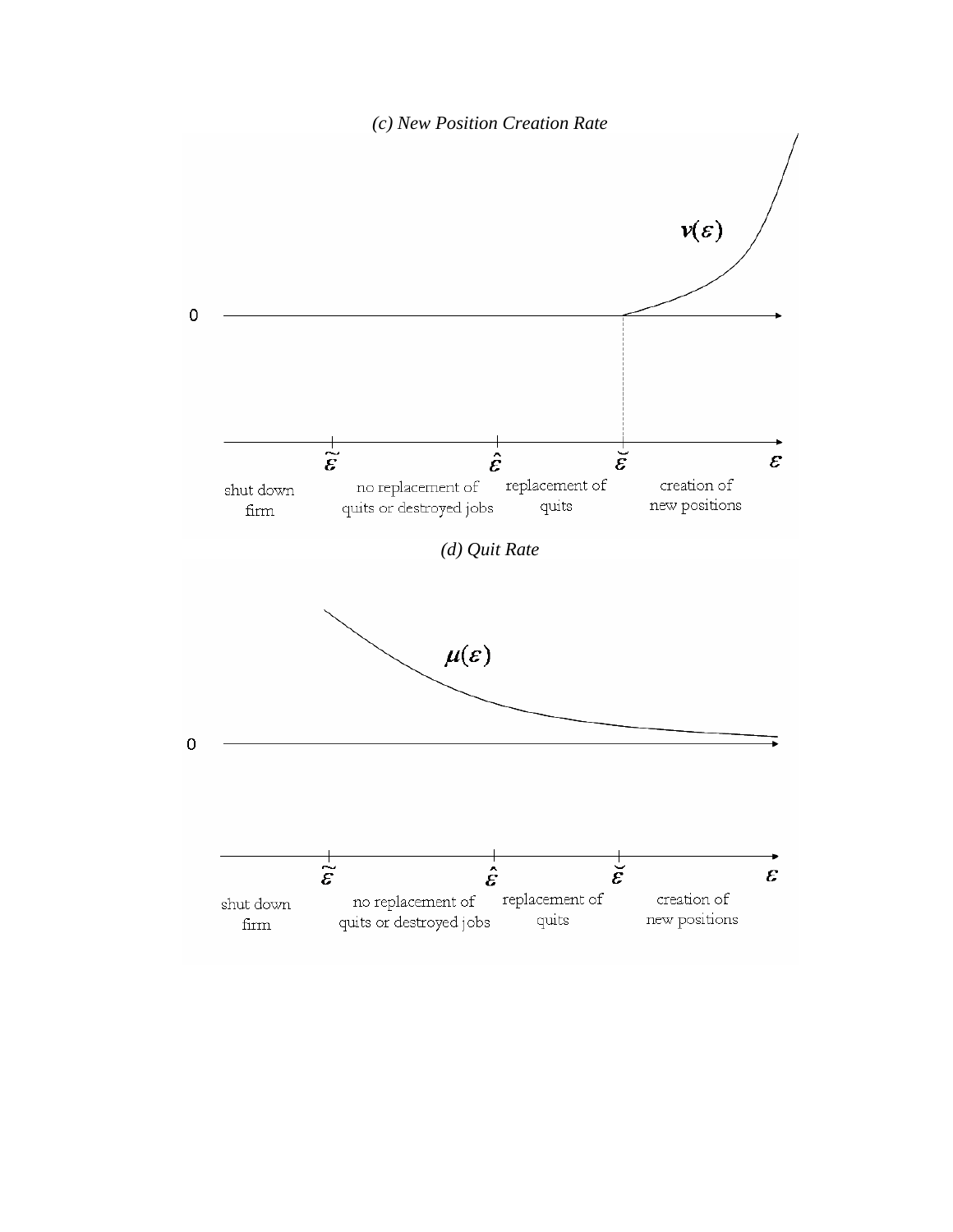*(c) New Position Creation Rate*

$\nu(\varepsilon)$

0

$\tilde{\varepsilon}$ $\hat{\varepsilon}$ $\breve{\varepsilon}$ $\varepsilon$

shut down firm | no replacement of quits or destroyed jobs | replacement of quits | creation of new positions

*(d) Quit Rate*

$\mu(\varepsilon)$

0

$\tilde{\varepsilon}$ $\hat{\varepsilon}$ $\breve{\varepsilon}$ $\varepsilon$

shut down firm | no replacement of quits or destroyed jobs | replacement of quits | creation of new positions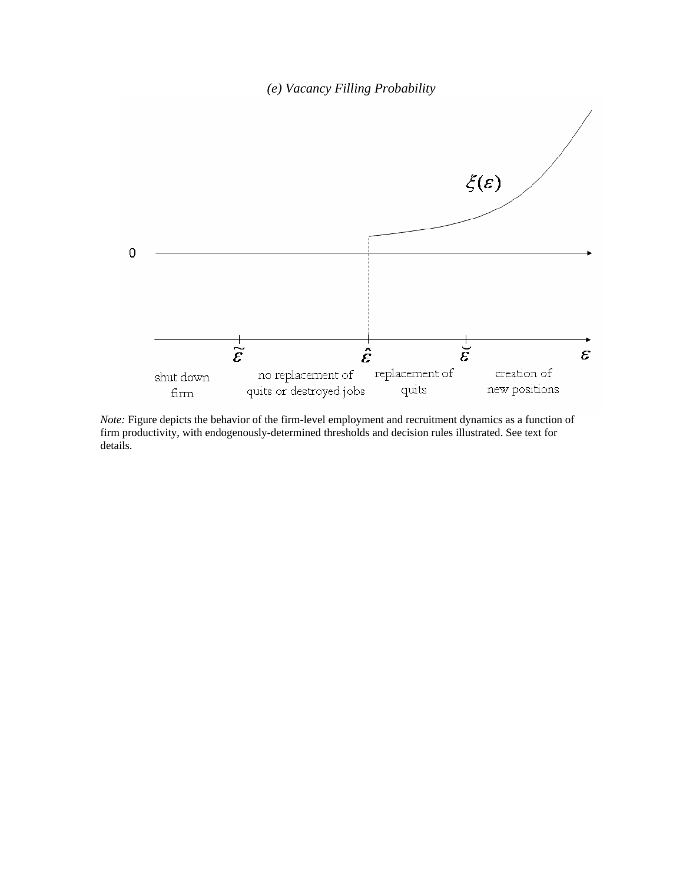*(e) Vacancy Filling Probability*

$\xi(\varepsilon)$

0

$\tilde{\varepsilon}$ $\hat{\varepsilon}$ $\breve{\varepsilon}$ $\varepsilon$

shut down firm | no replacement of quits or destroyed jobs | replacement of quits | creation of new positions

*Note:* Figure depicts the behavior of the firm-level employment and recruitment dynamics as a function of firm productivity, with endogenously-determined thresholds and decision rules illustrated. See text for details.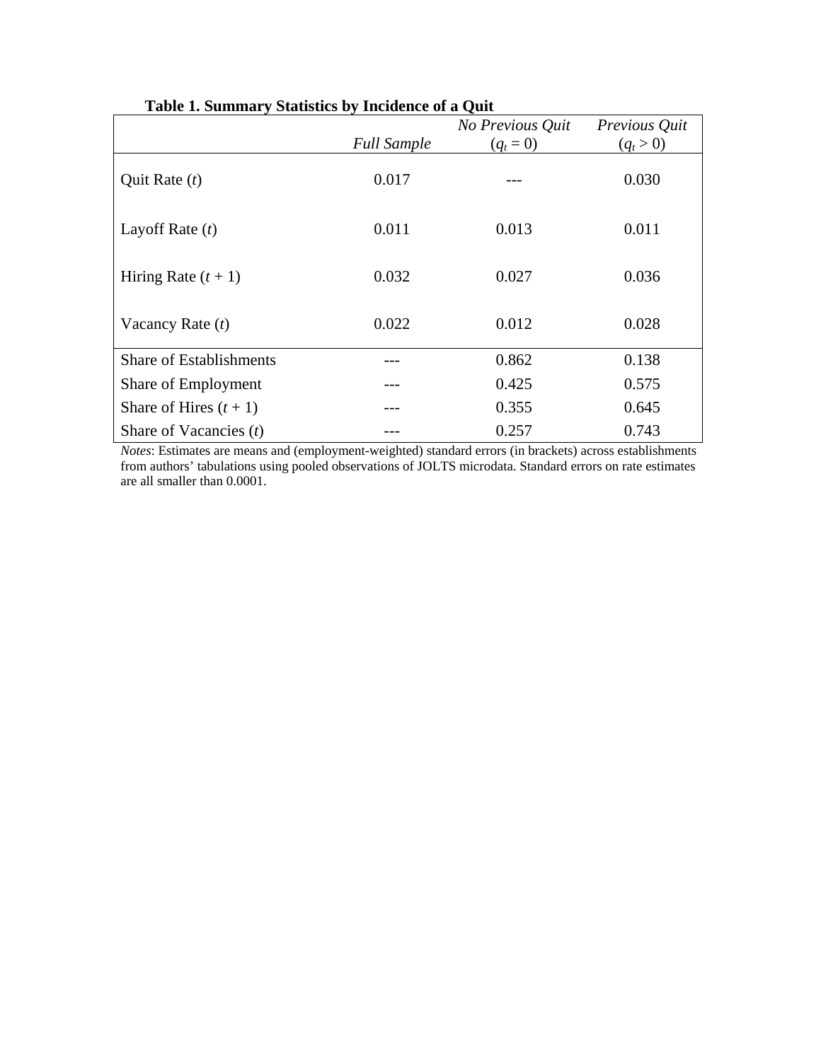**Table 1. Summary Statistics by Incidence of a Quit**

| | *Full Sample* | *No Previous Quit* ($q_t = 0$) | *Previous Quit* ($q_t > 0$) |
|---|---|---|---|
| Quit Rate ($t$) | 0.017 | --- | 0.030 |
| Layoff Rate ($t$) | 0.011 | 0.013 | 0.011 |
| Hiring Rate ($t + 1$) | 0.032 | 0.027 | 0.036 |
| Vacancy Rate ($t$) | 0.022 | 0.012 | 0.028 |
| Share of Establishments | --- | 0.862 | 0.138 |
| Share of Employment | --- | 0.425 | 0.575 |
| Share of Hires ($t + 1$) | --- | 0.355 | 0.645 |
| Share of Vacancies ($t$) | --- | 0.257 | 0.743 |

*Notes*: Estimates are means and (employment-weighted) standard errors (in brackets) across establishments from authors' tabulations using pooled observations of JOLTS microdata. Standard errors on rate estimates are all smaller than 0.0001.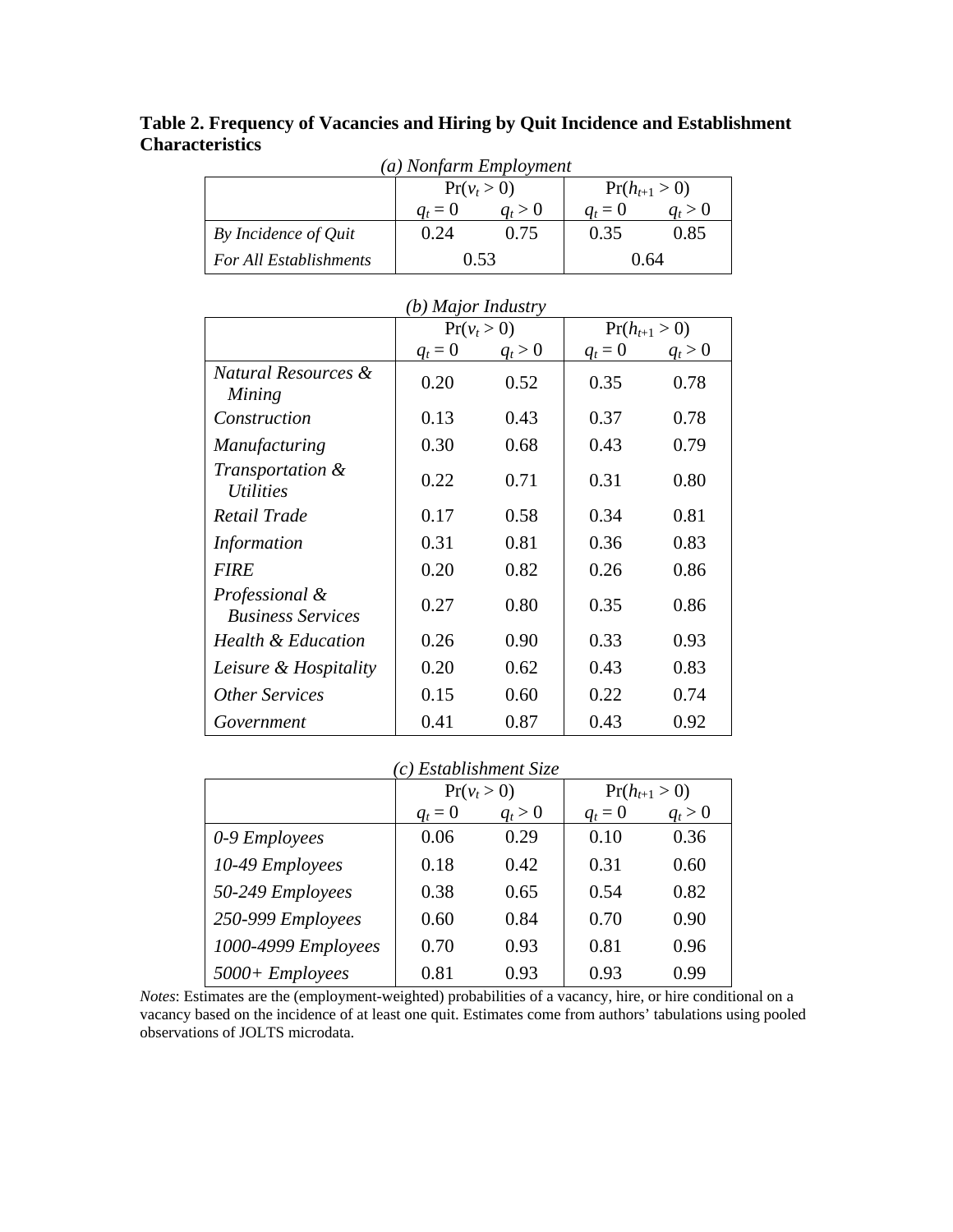**Table 2. Frequency of Vacancies and Hiring by Quit Incidence and Establishment Characteristics**

*(a) Nonfarm Employment*

| | $\Pr(v_t > 0)$ | | $\Pr(h_{t+1} > 0)$ | |
|---|---|---|---|---|
| | $q_t = 0$ | $q_t > 0$ | $q_t = 0$ | $q_t > 0$ |
| *By Incidence of Quit* | 0.24 | 0.75 | 0.35 | 0.85 |
| *For All Establishments* | 0.53 | | 0.64 | |

*(b) Major Industry*

| | $\Pr(v_t > 0)$ | | $\Pr(h_{t+1} > 0)$ | |
|---|---|---|---|---|
| | $q_t = 0$ | $q_t > 0$ | $q_t = 0$ | $q_t > 0$ |
| *Natural Resources & Mining* | 0.20 | 0.52 | 0.35 | 0.78 |
| *Construction* | 0.13 | 0.43 | 0.37 | 0.78 |
| *Manufacturing* | 0.30 | 0.68 | 0.43 | 0.79 |
| *Transportation & Utilities* | 0.22 | 0.71 | 0.31 | 0.80 |
| *Retail Trade* | 0.17 | 0.58 | 0.34 | 0.81 |
| *Information* | 0.31 | 0.81 | 0.36 | 0.83 |
| *FIRE* | 0.20 | 0.82 | 0.26 | 0.86 |
| *Professional & Business Services* | 0.27 | 0.80 | 0.35 | 0.86 |
| *Health & Education* | 0.26 | 0.90 | 0.33 | 0.93 |
| *Leisure & Hospitality* | 0.20 | 0.62 | 0.43 | 0.83 |
| *Other Services* | 0.15 | 0.60 | 0.22 | 0.74 |
| *Government* | 0.41 | 0.87 | 0.43 | 0.92 |

*(c) Establishment Size*

| | $\Pr(v_t > 0)$ | | $\Pr(h_{t+1} > 0)$ | |
|---|---|---|---|---|
| | $q_t = 0$ | $q_t > 0$ | $q_t = 0$ | $q_t > 0$ |
| *0-9 Employees* | 0.06 | 0.29 | 0.10 | 0.36 |
| *10-49 Employees* | 0.18 | 0.42 | 0.31 | 0.60 |
| *50-249 Employees* | 0.38 | 0.65 | 0.54 | 0.82 |
| *250-999 Employees* | 0.60 | 0.84 | 0.70 | 0.90 |
| *1000-4999 Employees* | 0.70 | 0.93 | 0.81 | 0.96 |
| *5000+ Employees* | 0.81 | 0.93 | 0.93 | 0.99 |

*Notes*: Estimates are the (employment-weighted) probabilities of a vacancy, hire, or hire conditional on a vacancy based on the incidence of at least one quit. Estimates come from authors' tabulations using pooled observations of JOLTS microdata.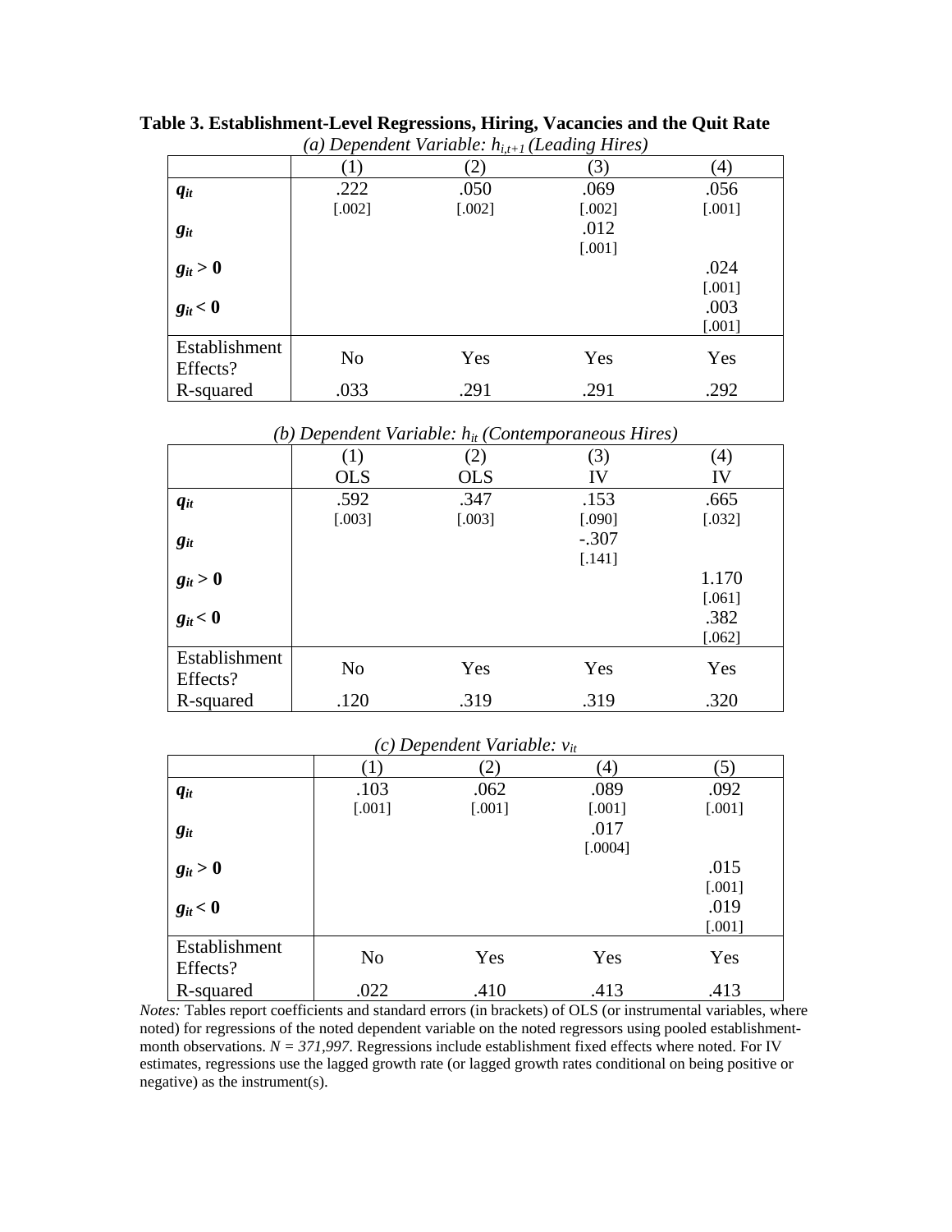**Table 3. Establishment-Level Regressions, Hiring, Vacancies and the Quit Rate**

*(a) Dependent Variable: $h_{i,t+1}$ (Leading Hires)*

| | (1) | (2) | (3) | (4) |
|---|---|---|---|---|
| $q_{it}$ | .222 | .050 | .069 | .056 |
| | [.002] | [.002] | [.002] | [.001] |
| $g_{it}$ | | | .012 | |
| | | | [.001] | |
| $g_{it} > 0$ | | | | .024 |
| | | | | [.001] |
| $g_{it} < 0$ | | | | .003 |
| | | | | [.001] |
| Establishment Effects? | No | Yes | Yes | Yes |
| R-squared | .033 | .291 | .291 | .292 |

*(b) Dependent Variable: $h_{it}$ (Contemporaneous Hires)*

| | (1) OLS | (2) OLS | (3) IV | (4) IV |
|---|---|---|---|---|
| $q_{it}$ | .592 | .347 | .153 | .665 |
| | [.003] | [.003] | [.090] | [.032] |
| $g_{it}$ | | | -.307 | |
| | | | [.141] | |
| $g_{it} > 0$ | | | | 1.170 |
| | | | | [.061] |
| $g_{it} < 0$ | | | | .382 |
| | | | | [.062] |
| Establishment Effects? | No | Yes | Yes | Yes |
| R-squared | .120 | .319 | .319 | .320 |

*(c) Dependent Variable: $v_{it}$*

| | (1) | (2) | (4) | (5) |
|---|---|---|---|---|
| $q_{it}$ | .103 | .062 | .089 | .092 |
| | [.001] | [.001] | [.001] | [.001] |
| $g_{it}$ | | | .017 | |
| | | | [.0004] | |
| $g_{it} > 0$ | | | | .015 |
| | | | | [.001] |
| $g_{it} < 0$ | | | | .019 |
| | | | | [.001] |
| Establishment Effects? | No | Yes | Yes | Yes |
| R-squared | .022 | .410 | .413 | .413 |

*Notes:* Tables report coefficients and standard errors (in brackets) of OLS (or instrumental variables, where noted) for regressions of the noted dependent variable on the noted regressors using pooled establishment-month observations. *N = 371,997*. Regressions include establishment fixed effects where noted. For IV estimates, regressions use the lagged growth rate (or lagged growth rates conditional on being positive or negative) as the instrument(s).